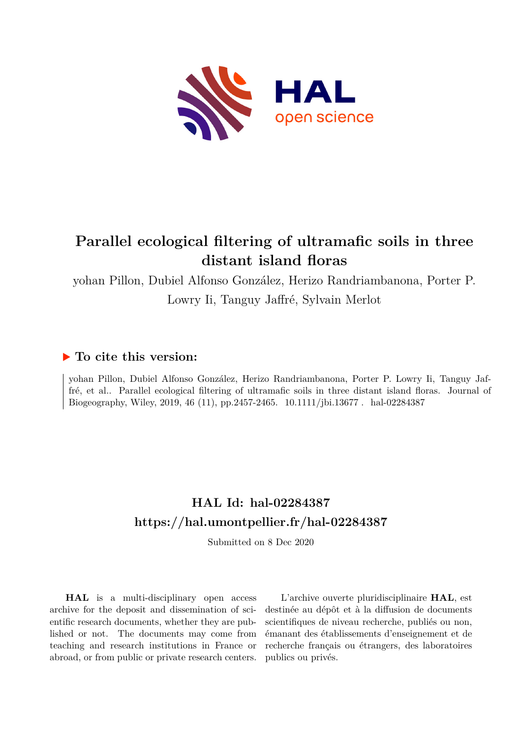# Parallel ecological filtering of ultramafic soils in three distant island floras

yohan Pillon, Dubiel Alfonso González, Herizo Randriambanona, Porter P. Lowry Ii, Tanguy Jaffré, Sylvain Merlot

## ▶ To cite this version:

yohan Pillon, Dubiel Alfonso González, Herizo Randriambanona, Porter P. Lowry Ii, Tanguy Jaffré, et al.. Parallel ecological filtering of ultramafic soils in three distant island floras. Journal of Biogeography, Wiley, 2019, 46 (11), pp.2457-2465. 10.1111/jbi.13677 . hal-02284387

## HAL Id: hal-02284387
## https://hal.umontpellier.fr/hal-02284387

Submitted on 8 Dec 2020

**HAL** is a multi-disciplinary open access archive for the deposit and dissemination of scientific research documents, whether they are published or not. The documents may come from teaching and research institutions in France or abroad, or from public or private research centers.

L'archive ouverte pluridisciplinaire **HAL**, est destinée au dépôt et à la diffusion de documents scientifiques de niveau recherche, publiés ou non, émanant des établissements d'enseignement et de recherche français ou étrangers, des laboratoires publics ou privés.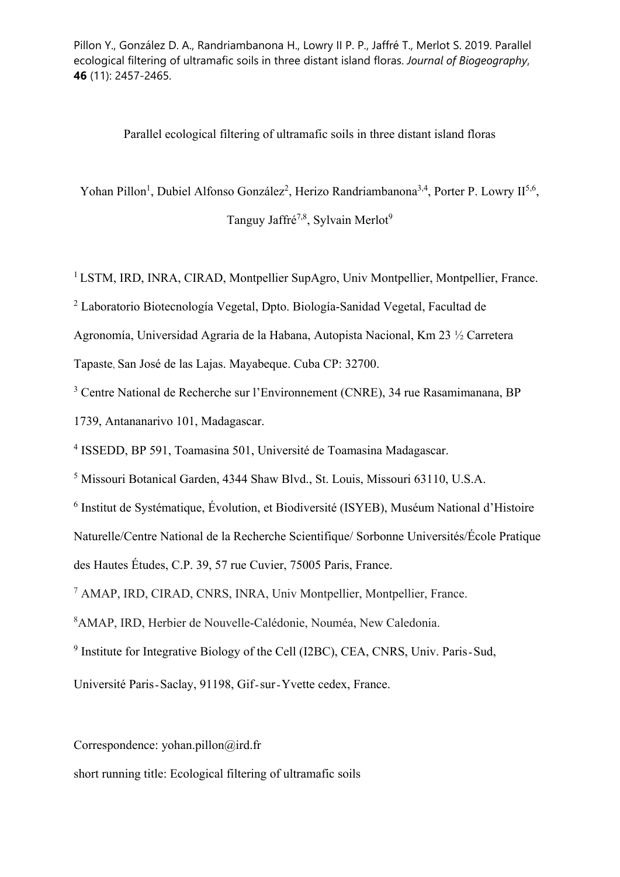Pillon Y., González D. A., Randriambanona H., Lowry II P. P., Jaffré T., Merlot S. 2019. Parallel ecological filtering of ultramafic soils in three distant island floras. *Journal of Biogeography*, **46** (11): 2457-2465.

# Parallel ecological filtering of ultramafic soils in three distant island floras

Yohan Pillon[1], Dubiel Alfonso González[2], Herizo Randriambanona[3,4], Porter P. Lowry II[5,6], Tanguy Jaffré[7,8], Sylvain Merlot[9]

[1] LSTM, IRD, INRA, CIRAD, Montpellier SupAgro, Univ Montpellier, Montpellier, France.

[2] Laboratorio Biotecnología Vegetal, Dpto. Biología-Sanidad Vegetal, Facultad de Agronomía, Universidad Agraria de la Habana, Autopista Nacional, Km 23 ½ Carretera Tapaste, San José de las Lajas. Mayabeque. Cuba CP: 32700.

[3] Centre National de Recherche sur l'Environnement (CNRE), 34 rue Rasamimanana, BP 1739, Antananarivo 101, Madagascar.

[4] ISSEDD, BP 591, Toamasina 501, Université de Toamasina Madagascar.

[5] Missouri Botanical Garden, 4344 Shaw Blvd., St. Louis, Missouri 63110, U.S.A.

[6] Institut de Systématique, Évolution, et Biodiversité (ISYEB), Muséum National d'Histoire Naturelle/Centre National de la Recherche Scientifique/ Sorbonne Universités/École Pratique des Hautes Études, C.P. 39, 57 rue Cuvier, 75005 Paris, France.

[7] AMAP, IRD, CIRAD, CNRS, INRA, Univ Montpellier, Montpellier, France.

[8] AMAP, IRD, Herbier de Nouvelle-Calédonie, Nouméa, New Caledonia.

[9] Institute for Integrative Biology of the Cell (I2BC), CEA, CNRS, Univ. Paris-Sud, Université Paris-Saclay, 91198, Gif-sur-Yvette cedex, France.

Correspondence: yohan.pillon@ird.fr

short running title: Ecological filtering of ultramafic soils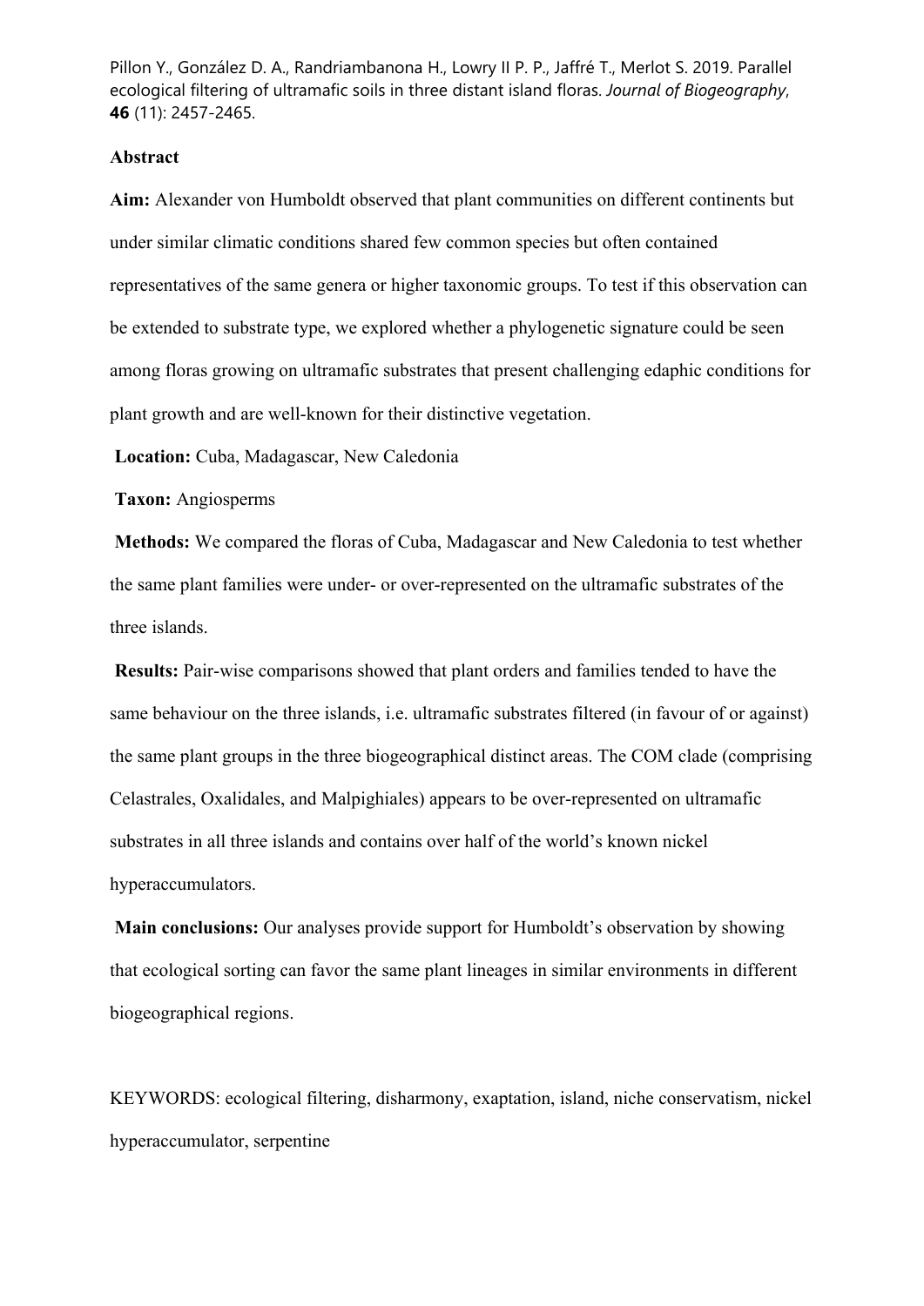Pillon Y., González D. A., Randriambanona H., Lowry II P. P., Jaffré T., Merlot S. 2019. Parallel ecological filtering of ultramafic soils in three distant island floras. *Journal of Biogeography*, **46** (11): 2457-2465.

## Abstract

**Aim:** Alexander von Humboldt observed that plant communities on different continents but under similar climatic conditions shared few common species but often contained representatives of the same genera or higher taxonomic groups. To test if this observation can be extended to substrate type, we explored whether a phylogenetic signature could be seen among floras growing on ultramafic substrates that present challenging edaphic conditions for plant growth and are well-known for their distinctive vegetation.

**Location:** Cuba, Madagascar, New Caledonia

**Taxon:** Angiosperms

**Methods:** We compared the floras of Cuba, Madagascar and New Caledonia to test whether the same plant families were under- or over-represented on the ultramafic substrates of the three islands.

**Results:** Pair-wise comparisons showed that plant orders and families tended to have the same behaviour on the three islands, i.e. ultramafic substrates filtered (in favour of or against) the same plant groups in the three biogeographical distinct areas. The COM clade (comprising Celastrales, Oxalidales, and Malpighiales) appears to be over-represented on ultramafic substrates in all three islands and contains over half of the world's known nickel hyperaccumulators.

**Main conclusions:** Our analyses provide support for Humboldt's observation by showing that ecological sorting can favor the same plant lineages in similar environments in different biogeographical regions.

KEYWORDS: ecological filtering, disharmony, exaptation, island, niche conservatism, nickel hyperaccumulator, serpentine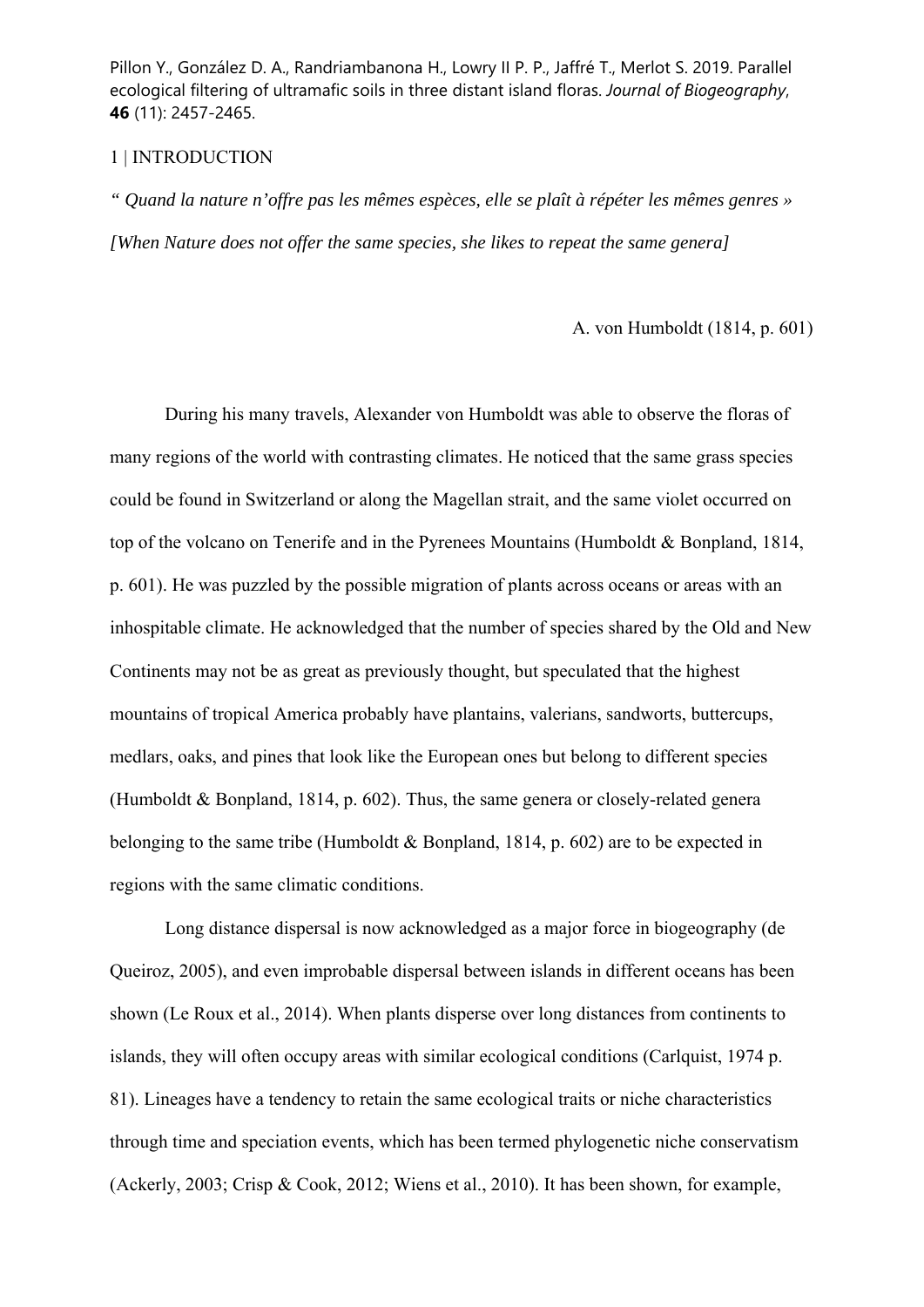## 1 | INTRODUCTION

*" Quand la nature n'offre pas les mêmes espèces, elle se plaît à répéter les mêmes genres »*

*[When Nature does not offer the same species, she likes to repeat the same genera]*

A. von Humboldt (1814, p. 601)

During his many travels, Alexander von Humboldt was able to observe the floras of many regions of the world with contrasting climates. He noticed that the same grass species could be found in Switzerland or along the Magellan strait, and the same violet occurred on top of the volcano on Tenerife and in the Pyrenees Mountains (Humboldt & Bonpland, 1814, p. 601). He was puzzled by the possible migration of plants across oceans or areas with an inhospitable climate. He acknowledged that the number of species shared by the Old and New Continents may not be as great as previously thought, but speculated that the highest mountains of tropical America probably have plantains, valerians, sandworts, buttercups, medlars, oaks, and pines that look like the European ones but belong to different species (Humboldt & Bonpland, 1814, p. 602). Thus, the same genera or closely-related genera belonging to the same tribe (Humboldt & Bonpland, 1814, p. 602) are to be expected in regions with the same climatic conditions.

Long distance dispersal is now acknowledged as a major force in biogeography (de Queiroz, 2005), and even improbable dispersal between islands in different oceans has been shown (Le Roux et al., 2014). When plants disperse over long distances from continents to islands, they will often occupy areas with similar ecological conditions (Carlquist, 1974 p. 81). Lineages have a tendency to retain the same ecological traits or niche characteristics through time and speciation events, which has been termed phylogenetic niche conservatism (Ackerly, 2003; Crisp & Cook, 2012; Wiens et al., 2010). It has been shown, for example,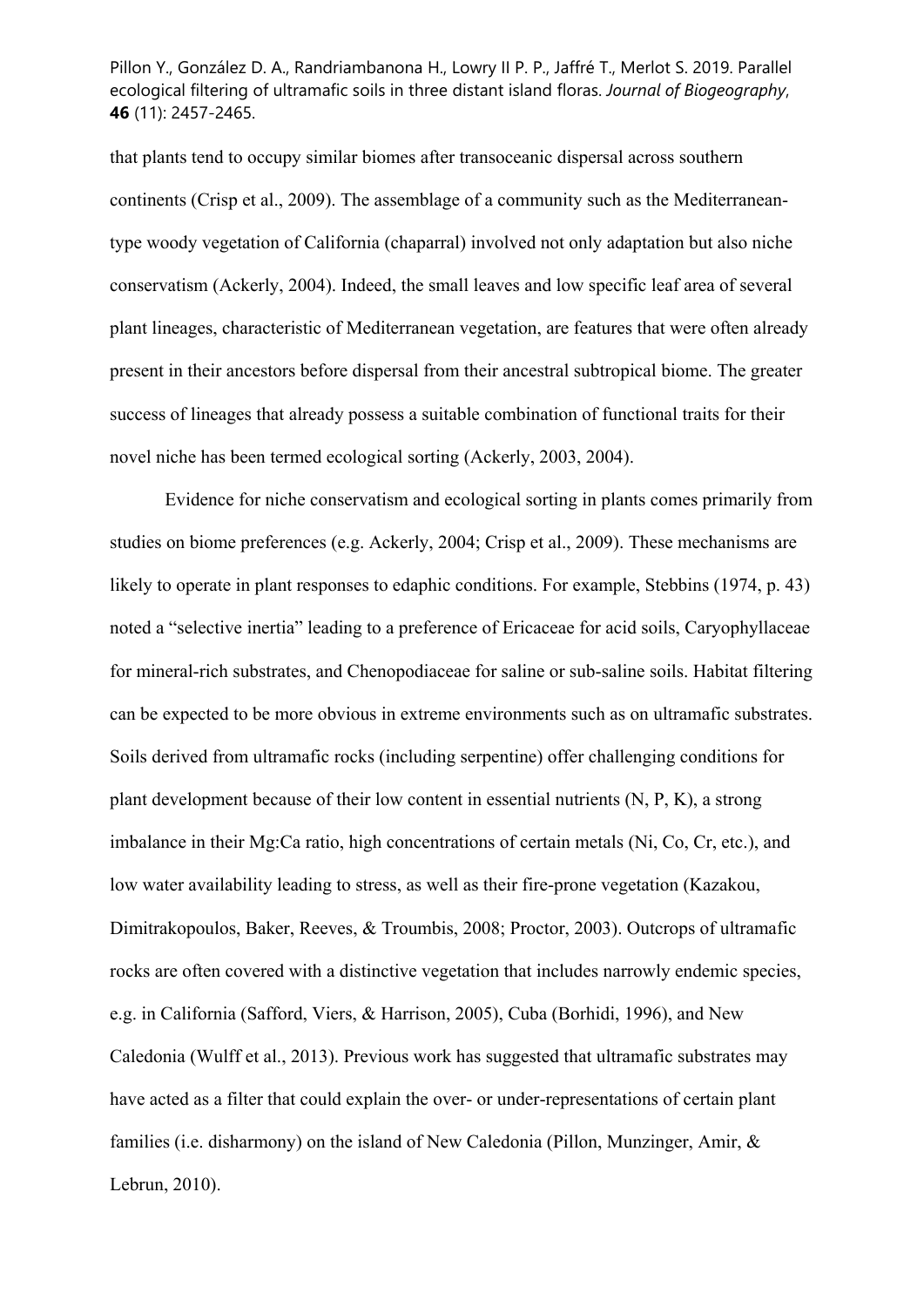that plants tend to occupy similar biomes after transoceanic dispersal across southern continents (Crisp et al., 2009). The assemblage of a community such as the Mediterranean-type woody vegetation of California (chaparral) involved not only adaptation but also niche conservatism (Ackerly, 2004). Indeed, the small leaves and low specific leaf area of several plant lineages, characteristic of Mediterranean vegetation, are features that were often already present in their ancestors before dispersal from their ancestral subtropical biome. The greater success of lineages that already possess a suitable combination of functional traits for their novel niche has been termed ecological sorting (Ackerly, 2003, 2004).

Evidence for niche conservatism and ecological sorting in plants comes primarily from studies on biome preferences (e.g. Ackerly, 2004; Crisp et al., 2009). These mechanisms are likely to operate in plant responses to edaphic conditions. For example, Stebbins (1974, p. 43) noted a "selective inertia" leading to a preference of Ericaceae for acid soils, Caryophyllaceae for mineral-rich substrates, and Chenopodiaceae for saline or sub-saline soils. Habitat filtering can be expected to be more obvious in extreme environments such as on ultramafic substrates. Soils derived from ultramafic rocks (including serpentine) offer challenging conditions for plant development because of their low content in essential nutrients (N, P, K), a strong imbalance in their Mg:Ca ratio, high concentrations of certain metals (Ni, Co, Cr, etc.), and low water availability leading to stress, as well as their fire-prone vegetation (Kazakou, Dimitrakopoulos, Baker, Reeves, & Troumbis, 2008; Proctor, 2003). Outcrops of ultramafic rocks are often covered with a distinctive vegetation that includes narrowly endemic species, e.g. in California (Safford, Viers, & Harrison, 2005), Cuba (Borhidi, 1996), and New Caledonia (Wulff et al., 2013). Previous work has suggested that ultramafic substrates may have acted as a filter that could explain the over- or under-representations of certain plant families (i.e. disharmony) on the island of New Caledonia (Pillon, Munzinger, Amir, & Lebrun, 2010).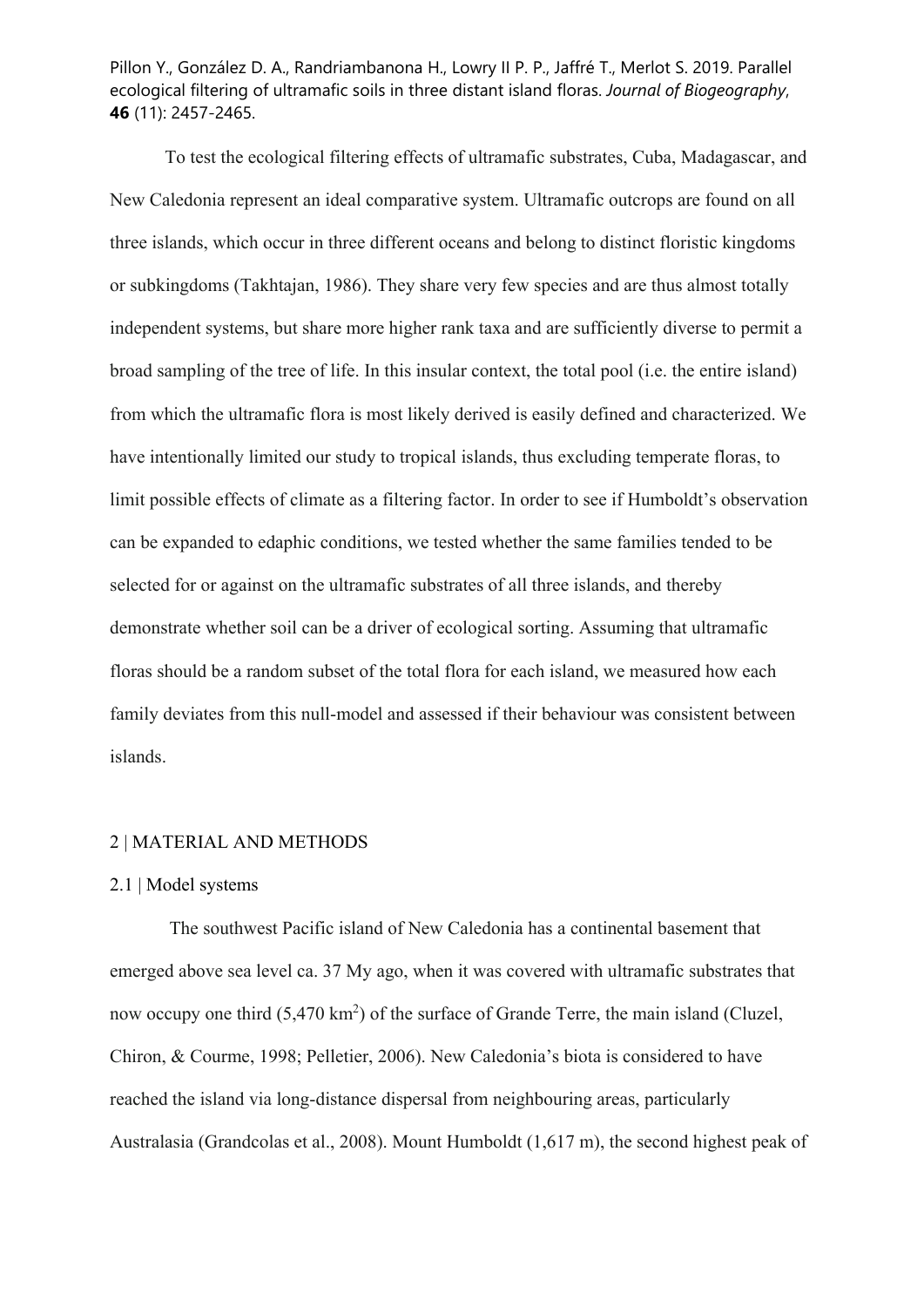To test the ecological filtering effects of ultramafic substrates, Cuba, Madagascar, and New Caledonia represent an ideal comparative system. Ultramafic outcrops are found on all three islands, which occur in three different oceans and belong to distinct floristic kingdoms or subkingdoms (Takhtajan, 1986). They share very few species and are thus almost totally independent systems, but share more higher rank taxa and are sufficiently diverse to permit a broad sampling of the tree of life. In this insular context, the total pool (i.e. the entire island) from which the ultramafic flora is most likely derived is easily defined and characterized. We have intentionally limited our study to tropical islands, thus excluding temperate floras, to limit possible effects of climate as a filtering factor. In order to see if Humboldt's observation can be expanded to edaphic conditions, we tested whether the same families tended to be selected for or against on the ultramafic substrates of all three islands, and thereby demonstrate whether soil can be a driver of ecological sorting. Assuming that ultramafic floras should be a random subset of the total flora for each island, we measured how each family deviates from this null-model and assessed if their behaviour was consistent between islands.

## 2 | MATERIAL AND METHODS

### 2.1 | Model systems

The southwest Pacific island of New Caledonia has a continental basement that emerged above sea level ca. 37 My ago, when it was covered with ultramafic substrates that now occupy one third (5,470 km$^2$) of the surface of Grande Terre, the main island (Cluzel, Chiron, & Courme, 1998; Pelletier, 2006). New Caledonia's biota is considered to have reached the island via long-distance dispersal from neighbouring areas, particularly Australasia (Grandcolas et al., 2008). Mount Humboldt (1,617 m), the second highest peak of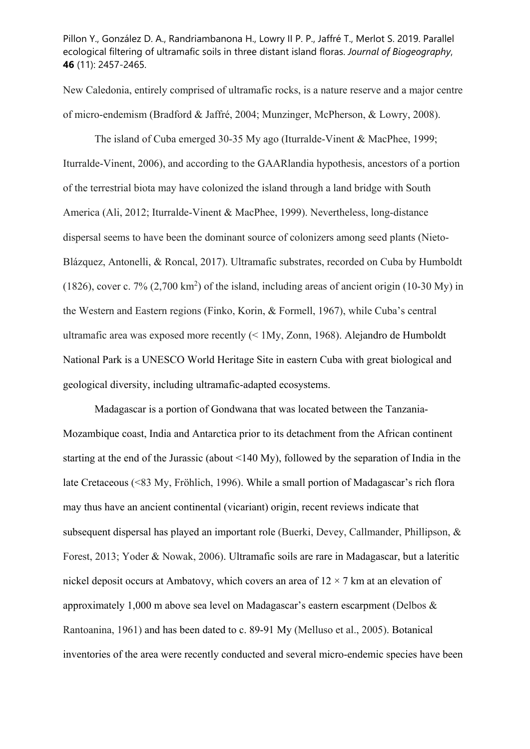New Caledonia, entirely comprised of ultramafic rocks, is a nature reserve and a major centre of micro-endemism (Bradford & Jaffré, 2004; Munzinger, McPherson, & Lowry, 2008).

The island of Cuba emerged 30-35 My ago (Iturralde-Vinent & MacPhee, 1999; Iturralde-Vinent, 2006), and according to the GAARlandia hypothesis, ancestors of a portion of the terrestrial biota may have colonized the island through a land bridge with South America (Ali, 2012; Iturralde-Vinent & MacPhee, 1999). Nevertheless, long-distance dispersal seems to have been the dominant source of colonizers among seed plants (Nieto-Blázquez, Antonelli, & Roncal, 2017). Ultramafic substrates, recorded on Cuba by Humboldt (1826), cover c. 7% (2,700 km$^2$) of the island, including areas of ancient origin (10-30 My) in the Western and Eastern regions (Finko, Korin, & Formell, 1967), while Cuba's central ultramafic area was exposed more recently (< 1My, Zonn, 1968). Alejandro de Humboldt National Park is a UNESCO World Heritage Site in eastern Cuba with great biological and geological diversity, including ultramafic-adapted ecosystems.

Madagascar is a portion of Gondwana that was located between the Tanzania-Mozambique coast, India and Antarctica prior to its detachment from the African continent starting at the end of the Jurassic (about <140 My), followed by the separation of India in the late Cretaceous (<83 My, Fröhlich, 1996). While a small portion of Madagascar's rich flora may thus have an ancient continental (vicariant) origin, recent reviews indicate that subsequent dispersal has played an important role (Buerki, Devey, Callmander, Phillipson, & Forest, 2013; Yoder & Nowak, 2006). Ultramafic soils are rare in Madagascar, but a lateritic nickel deposit occurs at Ambatovy, which covers an area of 12 × 7 km at an elevation of approximately 1,000 m above sea level on Madagascar's eastern escarpment (Delbos & Rantoanina, 1961) and has been dated to c. 89-91 My (Melluso et al., 2005). Botanical inventories of the area were recently conducted and several micro-endemic species have been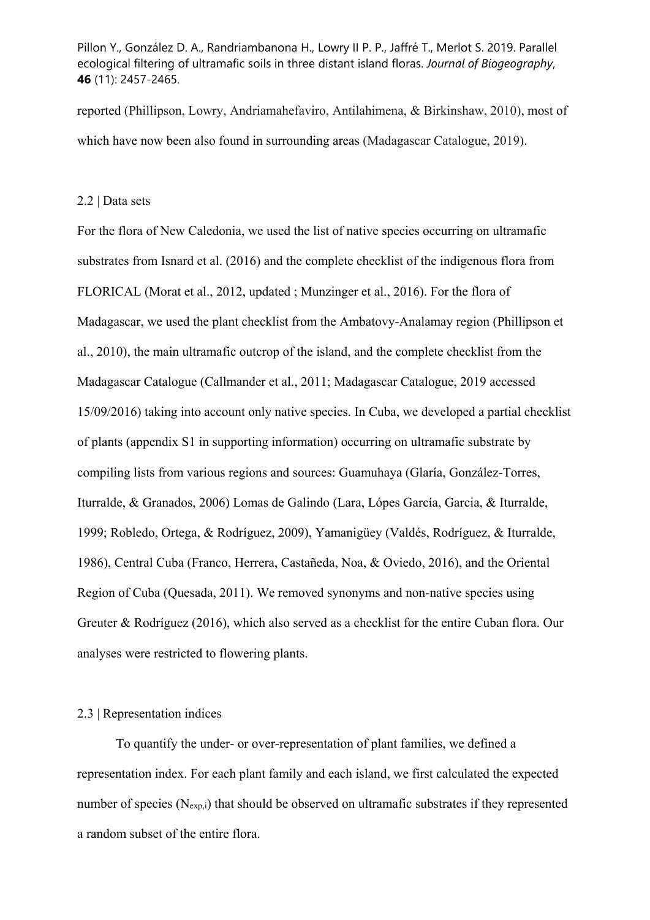reported (Phillipson, Lowry, Andriamahefaviro, Antilahimena, & Birkinshaw, 2010), most of which have now been also found in surrounding areas (Madagascar Catalogue, 2019).

### 2.2 | Data sets

For the flora of New Caledonia, we used the list of native species occurring on ultramafic substrates from Isnard et al. (2016) and the complete checklist of the indigenous flora from FLORICAL (Morat et al., 2012, updated ; Munzinger et al., 2016). For the flora of Madagascar, we used the plant checklist from the Ambatovy-Analamay region (Phillipson et al., 2010), the main ultramafic outcrop of the island, and the complete checklist from the Madagascar Catalogue (Callmander et al., 2011; Madagascar Catalogue, 2019 accessed 15/09/2016) taking into account only native species. In Cuba, we developed a partial checklist of plants (appendix S1 in supporting information) occurring on ultramafic substrate by compiling lists from various regions and sources: Guamuhaya (Glaría, González-Torres, Iturralde, & Granados, 2006) Lomas de Galindo (Lara, Lópes García, Garcia, & Iturralde, 1999; Robledo, Ortega, & Rodríguez, 2009), Yamanigüey (Valdés, Rodríguez, & Iturralde, 1986), Central Cuba (Franco, Herrera, Castañeda, Noa, & Oviedo, 2016), and the Oriental Region of Cuba (Quesada, 2011). We removed synonyms and non-native species using Greuter & Rodríguez (2016), which also served as a checklist for the entire Cuban flora. Our analyses were restricted to flowering plants.

### 2.3 | Representation indices

To quantify the under- or over-representation of plant families, we defined a representation index. For each plant family and each island, we first calculated the expected number of species ($N_{exp,i}$) that should be observed on ultramafic substrates if they represented a random subset of the entire flora.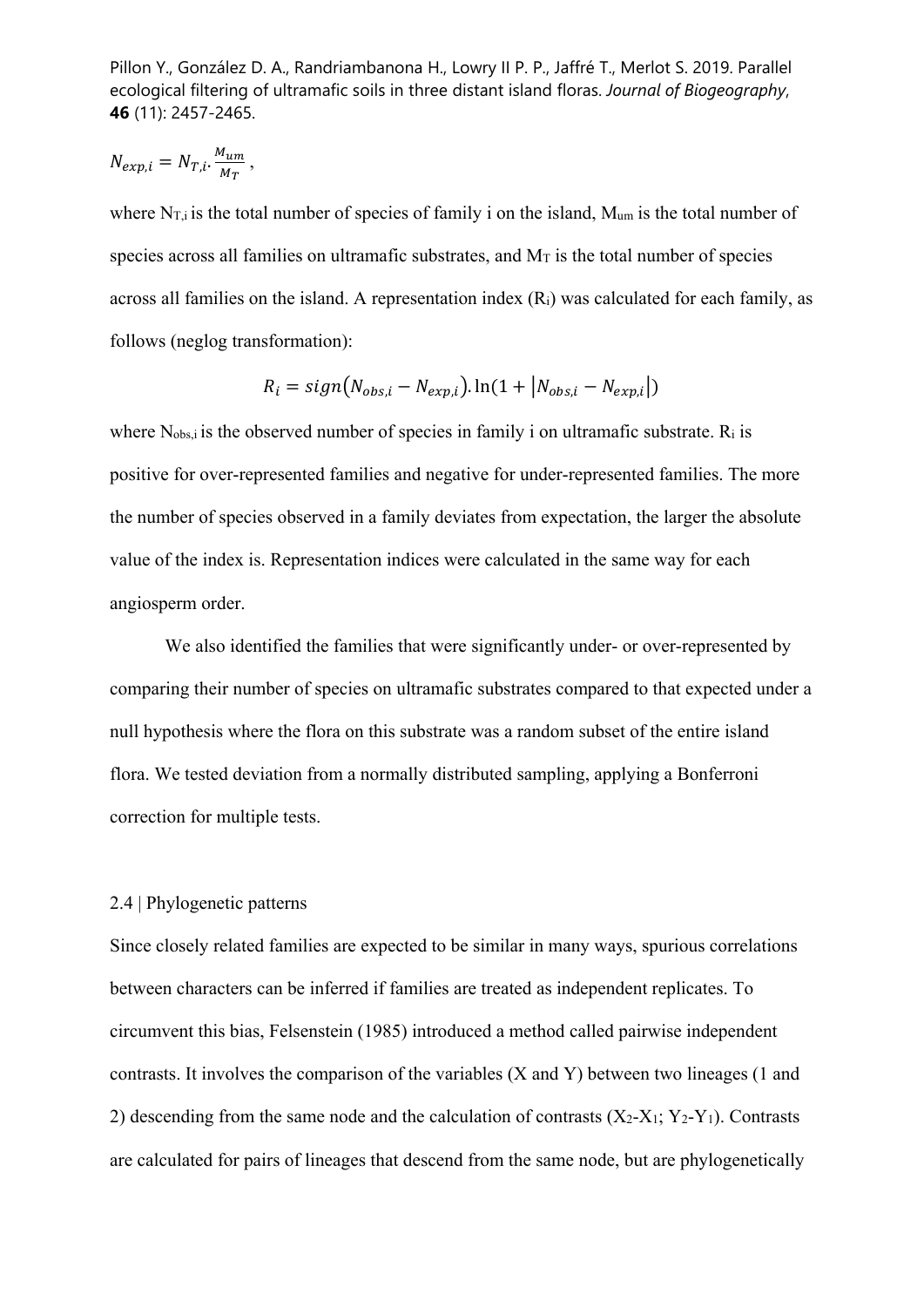$$N_{exp,i} = N_{T,i} . \frac{M_{um}}{M_T},$$

where $N_{T,i}$ is the total number of species of family i on the island, $M_{um}$ is the total number of species across all families on ultramafic substrates, and $M_T$ is the total number of species across all families on the island. A representation index ($R_i$) was calculated for each family, as follows (neglog transformation):

$$R_i = sign(N_{obs,i} - N_{exp,i}). \ln(1 + |N_{obs,i} - N_{exp,i}|)$$

where $N_{obs,i}$ is the observed number of species in family i on ultramafic substrate. $R_i$ is positive for over-represented families and negative for under-represented families. The more the number of species observed in a family deviates from expectation, the larger the absolute value of the index is. Representation indices were calculated in the same way for each angiosperm order.

We also identified the families that were significantly under- or over-represented by comparing their number of species on ultramafic substrates compared to that expected under a null hypothesis where the flora on this substrate was a random subset of the entire island flora. We tested deviation from a normally distributed sampling, applying a Bonferroni correction for multiple tests.

## 2.4 | Phylogenetic patterns

Since closely related families are expected to be similar in many ways, spurious correlations between characters can be inferred if families are treated as independent replicates. To circumvent this bias, Felsenstein (1985) introduced a method called pairwise independent contrasts. It involves the comparison of the variables (X and Y) between two lineages (1 and 2) descending from the same node and the calculation of contrasts ($X_2$-$X_1$; $Y_2$-$Y_1$). Contrasts are calculated for pairs of lineages that descend from the same node, but are phylogenetically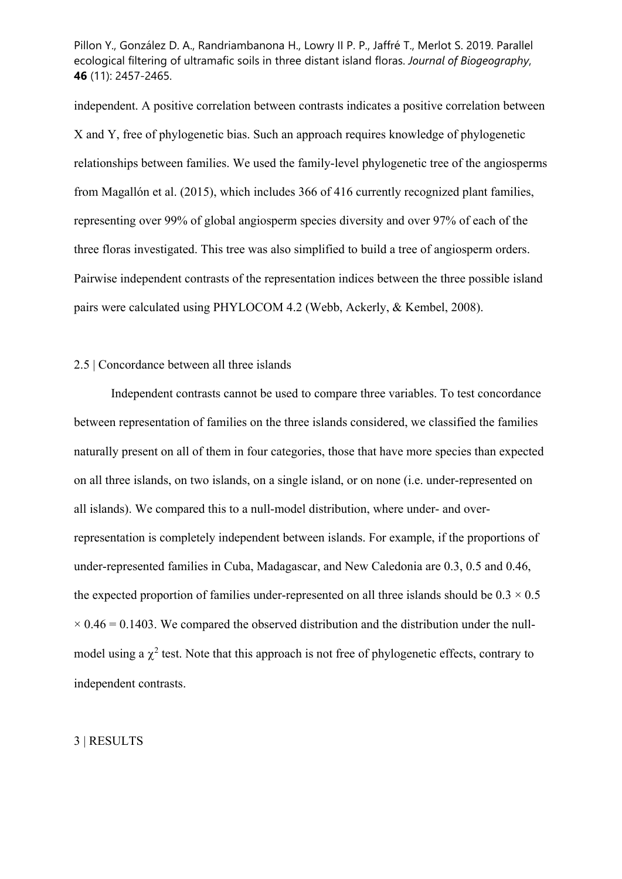independent. A positive correlation between contrasts indicates a positive correlation between X and Y, free of phylogenetic bias. Such an approach requires knowledge of phylogenetic relationships between families. We used the family-level phylogenetic tree of the angiosperms from Magallón et al. (2015), which includes 366 of 416 currently recognized plant families, representing over 99% of global angiosperm species diversity and over 97% of each of the three floras investigated. This tree was also simplified to build a tree of angiosperm orders. Pairwise independent contrasts of the representation indices between the three possible island pairs were calculated using PHYLOCOM 4.2 (Webb, Ackerly, & Kembel, 2008).

## 2.5 | Concordance between all three islands

Independent contrasts cannot be used to compare three variables. To test concordance between representation of families on the three islands considered, we classified the families naturally present on all of them in four categories, those that have more species than expected on all three islands, on two islands, on a single island, or on none (i.e. under-represented on all islands). We compared this to a null-model distribution, where under- and over-representation is completely independent between islands. For example, if the proportions of under-represented families in Cuba, Madagascar, and New Caledonia are 0.3, 0.5 and 0.46, the expected proportion of families under-represented on all three islands should be $0.3 \times 0.5 \times 0.46 = 0.1403$. We compared the observed distribution and the distribution under the null-model using a $\chi^2$ test. Note that this approach is not free of phylogenetic effects, contrary to independent contrasts.

# 3 | RESULTS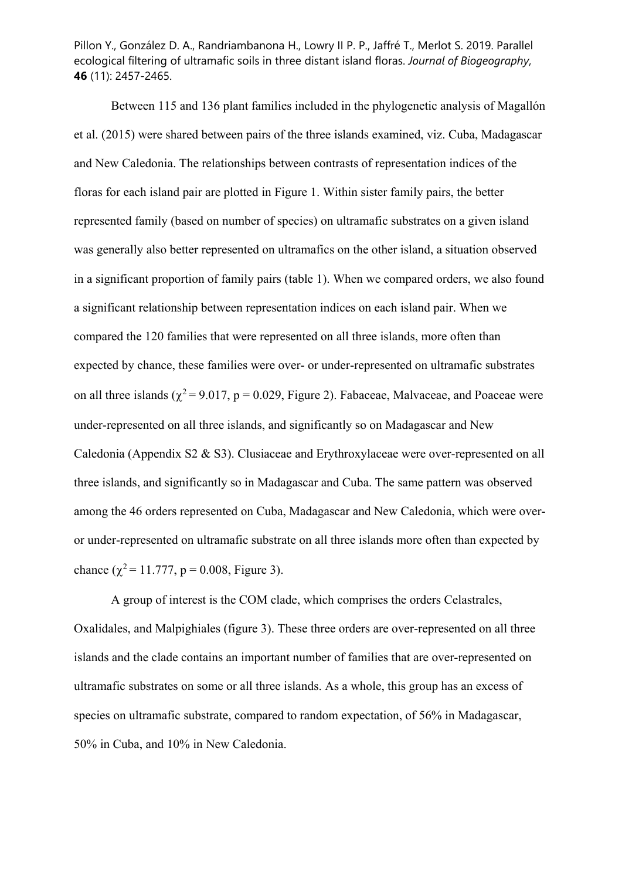Between 115 and 136 plant families included in the phylogenetic analysis of Magallón et al. (2015) were shared between pairs of the three islands examined, viz. Cuba, Madagascar and New Caledonia. The relationships between contrasts of representation indices of the floras for each island pair are plotted in Figure 1. Within sister family pairs, the better represented family (based on number of species) on ultramafic substrates on a given island was generally also better represented on ultramafics on the other island, a situation observed in a significant proportion of family pairs (table 1). When we compared orders, we also found a significant relationship between representation indices on each island pair. When we compared the 120 families that were represented on all three islands, more often than expected by chance, these families were over- or under-represented on ultramafic substrates on all three islands ($\chi^2 = 9.017$, $p = 0.029$, Figure 2). Fabaceae, Malvaceae, and Poaceae were under-represented on all three islands, and significantly so on Madagascar and New Caledonia (Appendix S2 & S3). Clusiaceae and Erythroxylaceae were over-represented on all three islands, and significantly so in Madagascar and Cuba. The same pattern was observed among the 46 orders represented on Cuba, Madagascar and New Caledonia, which were over- or under-represented on ultramafic substrate on all three islands more often than expected by chance ($\chi^2 = 11.777$, $p = 0.008$, Figure 3).

A group of interest is the COM clade, which comprises the orders Celastrales, Oxalidales, and Malpighiales (figure 3). These three orders are over-represented on all three islands and the clade contains an important number of families that are over-represented on ultramafic substrates on some or all three islands. As a whole, this group has an excess of species on ultramafic substrate, compared to random expectation, of 56% in Madagascar, 50% in Cuba, and 10% in New Caledonia.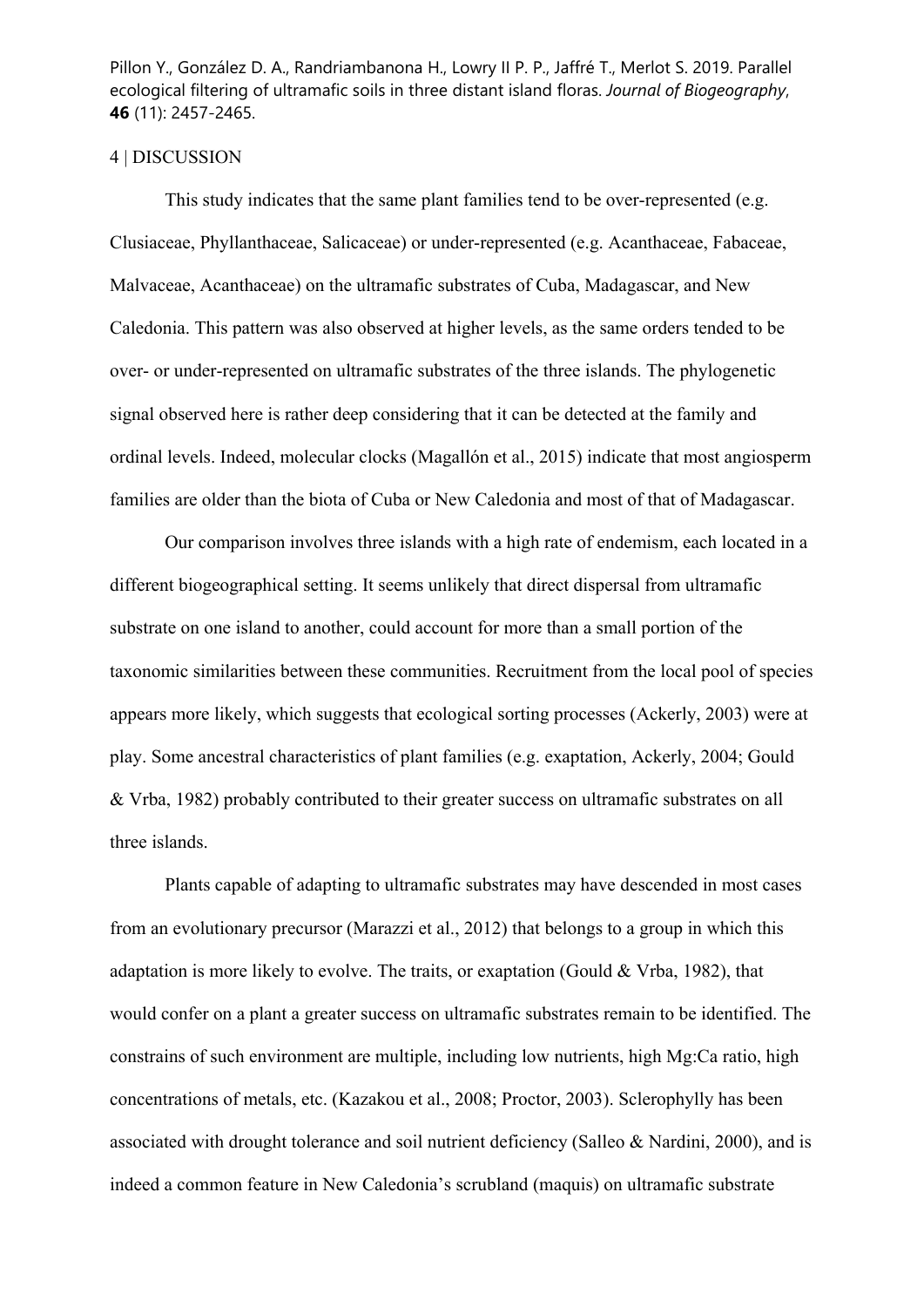## 4 | DISCUSSION

This study indicates that the same plant families tend to be over-represented (e.g. Clusiaceae, Phyllanthaceae, Salicaceae) or under-represented (e.g. Acanthaceae, Fabaceae, Malvaceae, Acanthaceae) on the ultramafic substrates of Cuba, Madagascar, and New Caledonia. This pattern was also observed at higher levels, as the same orders tended to be over- or under-represented on ultramafic substrates of the three islands. The phylogenetic signal observed here is rather deep considering that it can be detected at the family and ordinal levels. Indeed, molecular clocks (Magallón et al., 2015) indicate that most angiosperm families are older than the biota of Cuba or New Caledonia and most of that of Madagascar.

Our comparison involves three islands with a high rate of endemism, each located in a different biogeographical setting. It seems unlikely that direct dispersal from ultramafic substrate on one island to another, could account for more than a small portion of the taxonomic similarities between these communities. Recruitment from the local pool of species appears more likely, which suggests that ecological sorting processes (Ackerly, 2003) were at play. Some ancestral characteristics of plant families (e.g. exaptation, Ackerly, 2004; Gould & Vrba, 1982) probably contributed to their greater success on ultramafic substrates on all three islands.

Plants capable of adapting to ultramafic substrates may have descended in most cases from an evolutionary precursor (Marazzi et al., 2012) that belongs to a group in which this adaptation is more likely to evolve. The traits, or exaptation (Gould & Vrba, 1982), that would confer on a plant a greater success on ultramafic substrates remain to be identified. The constrains of such environment are multiple, including low nutrients, high Mg:Ca ratio, high concentrations of metals, etc. (Kazakou et al., 2008; Proctor, 2003). Sclerophylly has been associated with drought tolerance and soil nutrient deficiency (Salleo & Nardini, 2000), and is indeed a common feature in New Caledonia's scrubland (maquis) on ultramafic substrate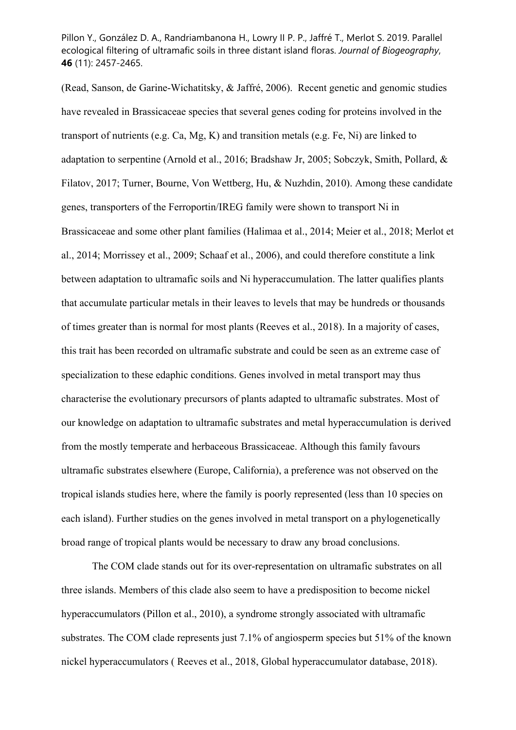(Read, Sanson, de Garine-Wichatitsky, & Jaffré, 2006). Recent genetic and genomic studies have revealed in Brassicaceae species that several genes coding for proteins involved in the transport of nutrients (e.g. Ca, Mg, K) and transition metals (e.g. Fe, Ni) are linked to adaptation to serpentine (Arnold et al., 2016; Bradshaw Jr, 2005; Sobczyk, Smith, Pollard, & Filatov, 2017; Turner, Bourne, Von Wettberg, Hu, & Nuzhdin, 2010). Among these candidate genes, transporters of the Ferroportin/IREG family were shown to transport Ni in Brassicaceae and some other plant families (Halimaa et al., 2014; Meier et al., 2018; Merlot et al., 2014; Morrissey et al., 2009; Schaaf et al., 2006), and could therefore constitute a link between adaptation to ultramafic soils and Ni hyperaccumulation. The latter qualifies plants that accumulate particular metals in their leaves to levels that may be hundreds or thousands of times greater than is normal for most plants (Reeves et al., 2018). In a majority of cases, this trait has been recorded on ultramafic substrate and could be seen as an extreme case of specialization to these edaphic conditions. Genes involved in metal transport may thus characterise the evolutionary precursors of plants adapted to ultramafic substrates. Most of our knowledge on adaptation to ultramafic substrates and metal hyperaccumulation is derived from the mostly temperate and herbaceous Brassicaceae. Although this family favours ultramafic substrates elsewhere (Europe, California), a preference was not observed on the tropical islands studies here, where the family is poorly represented (less than 10 species on each island). Further studies on the genes involved in metal transport on a phylogenetically broad range of tropical plants would be necessary to draw any broad conclusions.

The COM clade stands out for its over-representation on ultramafic substrates on all three islands. Members of this clade also seem to have a predisposition to become nickel hyperaccumulators (Pillon et al., 2010), a syndrome strongly associated with ultramafic substrates. The COM clade represents just 7.1% of angiosperm species but 51% of the known nickel hyperaccumulators ( Reeves et al., 2018, Global hyperaccumulator database, 2018).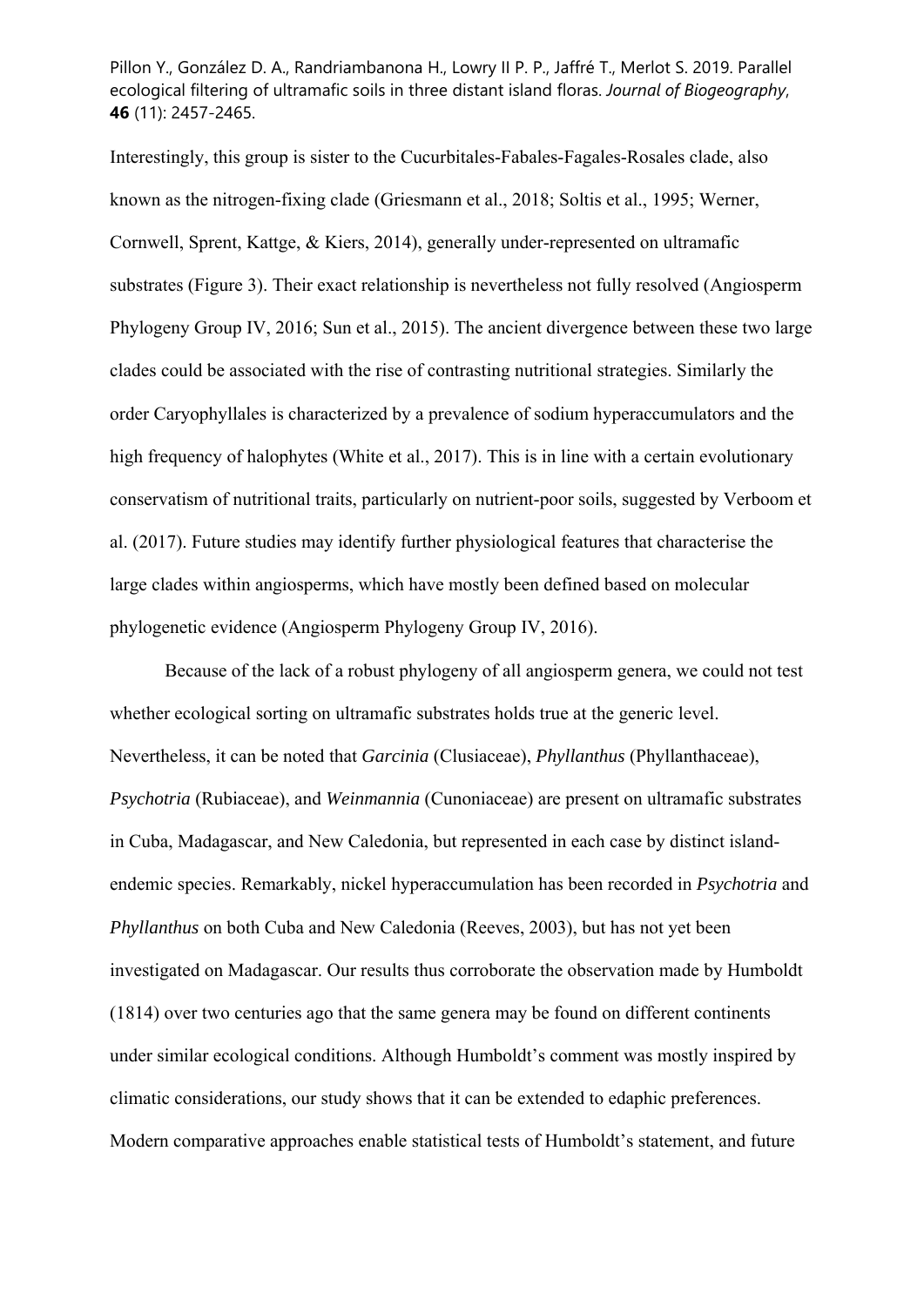Interestingly, this group is sister to the Cucurbitales-Fabales-Fagales-Rosales clade, also known as the nitrogen-fixing clade (Griesmann et al., 2018; Soltis et al., 1995; Werner, Cornwell, Sprent, Kattge, & Kiers, 2014), generally under-represented on ultramafic substrates (Figure 3). Their exact relationship is nevertheless not fully resolved (Angiosperm Phylogeny Group IV, 2016; Sun et al., 2015). The ancient divergence between these two large clades could be associated with the rise of contrasting nutritional strategies. Similarly the order Caryophyllales is characterized by a prevalence of sodium hyperaccumulators and the high frequency of halophytes (White et al., 2017). This is in line with a certain evolutionary conservatism of nutritional traits, particularly on nutrient-poor soils, suggested by Verboom et al. (2017). Future studies may identify further physiological features that characterise the large clades within angiosperms, which have mostly been defined based on molecular phylogenetic evidence (Angiosperm Phylogeny Group IV, 2016).

Because of the lack of a robust phylogeny of all angiosperm genera, we could not test whether ecological sorting on ultramafic substrates holds true at the generic level. Nevertheless, it can be noted that *Garcinia* (Clusiaceae), *Phyllanthus* (Phyllanthaceae), *Psychotria* (Rubiaceae), and *Weinmannia* (Cunoniaceae) are present on ultramafic substrates in Cuba, Madagascar, and New Caledonia, but represented in each case by distinct island-endemic species. Remarkably, nickel hyperaccumulation has been recorded in *Psychotria* and *Phyllanthus* on both Cuba and New Caledonia (Reeves, 2003), but has not yet been investigated on Madagascar. Our results thus corroborate the observation made by Humboldt (1814) over two centuries ago that the same genera may be found on different continents under similar ecological conditions. Although Humboldt's comment was mostly inspired by climatic considerations, our study shows that it can be extended to edaphic preferences. Modern comparative approaches enable statistical tests of Humboldt's statement, and future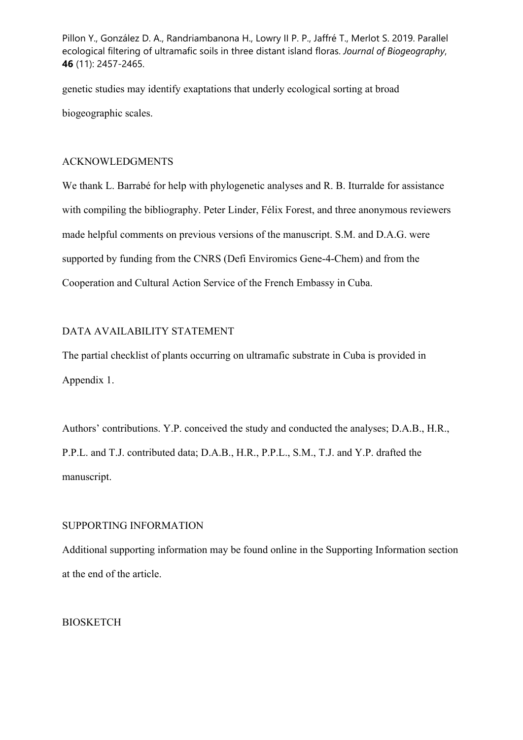genetic studies may identify exaptations that underly ecological sorting at broad biogeographic scales.

## ACKNOWLEDGMENTS

We thank L. Barrabé for help with phylogenetic analyses and R. B. Iturralde for assistance with compiling the bibliography. Peter Linder, Félix Forest, and three anonymous reviewers made helpful comments on previous versions of the manuscript. S.M. and D.A.G. were supported by funding from the CNRS (Defi Enviromics Gene-4-Chem) and from the Cooperation and Cultural Action Service of the French Embassy in Cuba.

## DATA AVAILABILITY STATEMENT

The partial checklist of plants occurring on ultramafic substrate in Cuba is provided in Appendix 1.

Authors' contributions. Y.P. conceived the study and conducted the analyses; D.A.B., H.R., P.P.L. and T.J. contributed data; D.A.B., H.R., P.P.L., S.M., T.J. and Y.P. drafted the manuscript.

## SUPPORTING INFORMATION

Additional supporting information may be found online in the Supporting Information section at the end of the article.

## BIOSKETCH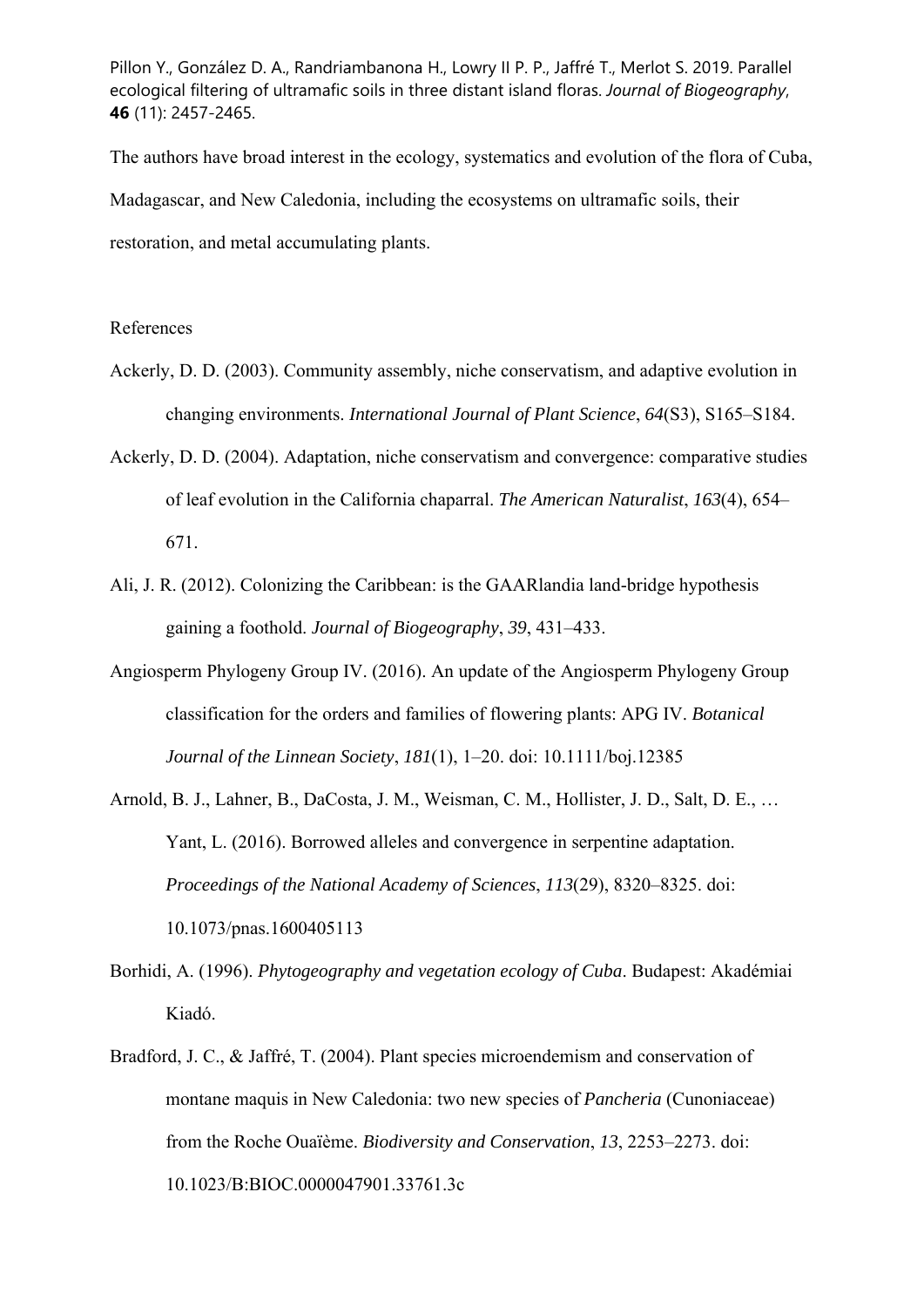Pillon Y., González D. A., Randriambanona H., Lowry II P. P., Jaffré T., Merlot S. 2019. Parallel ecological filtering of ultramafic soils in three distant island floras. *Journal of Biogeography*, **46** (11): 2457-2465.

The authors have broad interest in the ecology, systematics and evolution of the flora of Cuba, Madagascar, and New Caledonia, including the ecosystems on ultramafic soils, their restoration, and metal accumulating plants.

References

Ackerly, D. D. (2003). Community assembly, niche conservatism, and adaptive evolution in changing environments. *International Journal of Plant Science*, *64*(S3), S165–S184.

Ackerly, D. D. (2004). Adaptation, niche conservatism and convergence: comparative studies of leaf evolution in the California chaparral. *The American Naturalist*, *163*(4), 654–671.

Ali, J. R. (2012). Colonizing the Caribbean: is the GAARlandia land-bridge hypothesis gaining a foothold. *Journal of Biogeography*, *39*, 431–433.

Angiosperm Phylogeny Group IV. (2016). An update of the Angiosperm Phylogeny Group classification for the orders and families of flowering plants: APG IV. *Botanical Journal of the Linnean Society*, *181*(1), 1–20. doi: 10.1111/boj.12385

Arnold, B. J., Lahner, B., DaCosta, J. M., Weisman, C. M., Hollister, J. D., Salt, D. E., … Yant, L. (2016). Borrowed alleles and convergence in serpentine adaptation. *Proceedings of the National Academy of Sciences*, *113*(29), 8320–8325. doi: 10.1073/pnas.1600405113

Borhidi, A. (1996). *Phytogeography and vegetation ecology of Cuba*. Budapest: Akadémiai Kiadó.

Bradford, J. C., & Jaffré, T. (2004). Plant species microendemism and conservation of montane maquis in New Caledonia: two new species of *Pancheria* (Cunoniaceae) from the Roche Ouaïème. *Biodiversity and Conservation*, *13*, 2253–2273. doi: 10.1023/B:BIOC.0000047901.33761.3c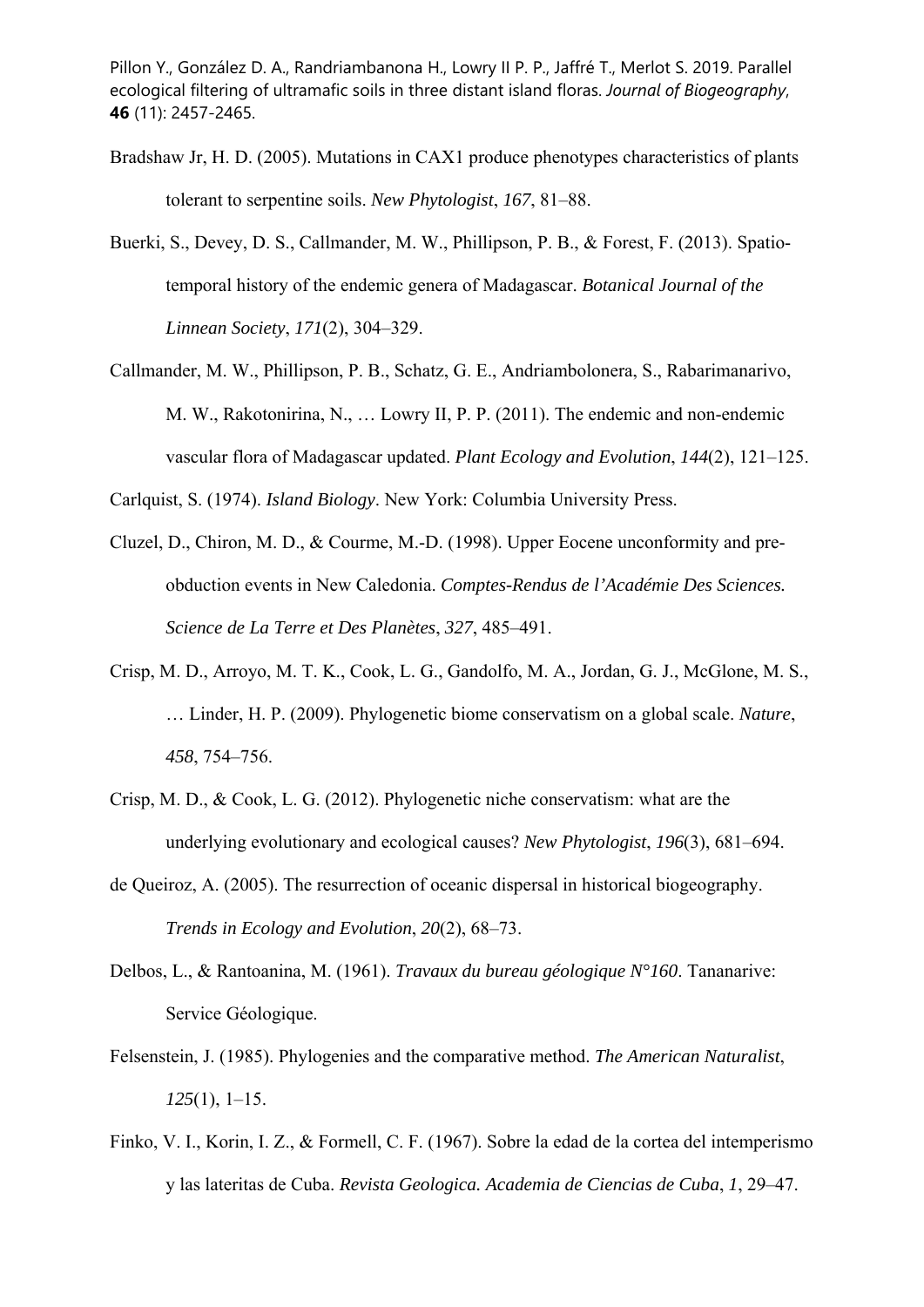Bradshaw Jr, H. D. (2005). Mutations in CAX1 produce phenotypes characteristics of plants tolerant to serpentine soils. *New Phytologist*, *167*, 81–88.

Buerki, S., Devey, D. S., Callmander, M. W., Phillipson, P. B., & Forest, F. (2013). Spatio-temporal history of the endemic genera of Madagascar. *Botanical Journal of the Linnean Society*, *171*(2), 304–329.

Callmander, M. W., Phillipson, P. B., Schatz, G. E., Andriambolonera, S., Rabarimanarivo, M. W., Rakotonirina, N., … Lowry II, P. P. (2011). The endemic and non-endemic vascular flora of Madagascar updated. *Plant Ecology and Evolution*, *144*(2), 121–125.

Carlquist, S. (1974). *Island Biology*. New York: Columbia University Press.

Cluzel, D., Chiron, M. D., & Courme, M.-D. (1998). Upper Eocene unconformity and pre-obduction events in New Caledonia. *Comptes-Rendus de l'Académie Des Sciences. Science de La Terre et Des Planètes*, *327*, 485–491.

Crisp, M. D., Arroyo, M. T. K., Cook, L. G., Gandolfo, M. A., Jordan, G. J., McGlone, M. S., … Linder, H. P. (2009). Phylogenetic biome conservatism on a global scale. *Nature*, *458*, 754–756.

Crisp, M. D., & Cook, L. G. (2012). Phylogenetic niche conservatism: what are the underlying evolutionary and ecological causes? *New Phytologist*, *196*(3), 681–694.

de Queiroz, A. (2005). The resurrection of oceanic dispersal in historical biogeography. *Trends in Ecology and Evolution*, *20*(2), 68–73.

Delbos, L., & Rantoanina, M. (1961). *Travaux du bureau géologique N°160*. Tananarive: Service Géologique.

Felsenstein, J. (1985). Phylogenies and the comparative method. *The American Naturalist*, *125*(1), 1–15.

Finko, V. I., Korin, I. Z., & Formell, C. F. (1967). Sobre la edad de la cortea del intemperismo y las lateritas de Cuba. *Revista Geologica. Academia de Ciencias de Cuba*, *1*, 29–47.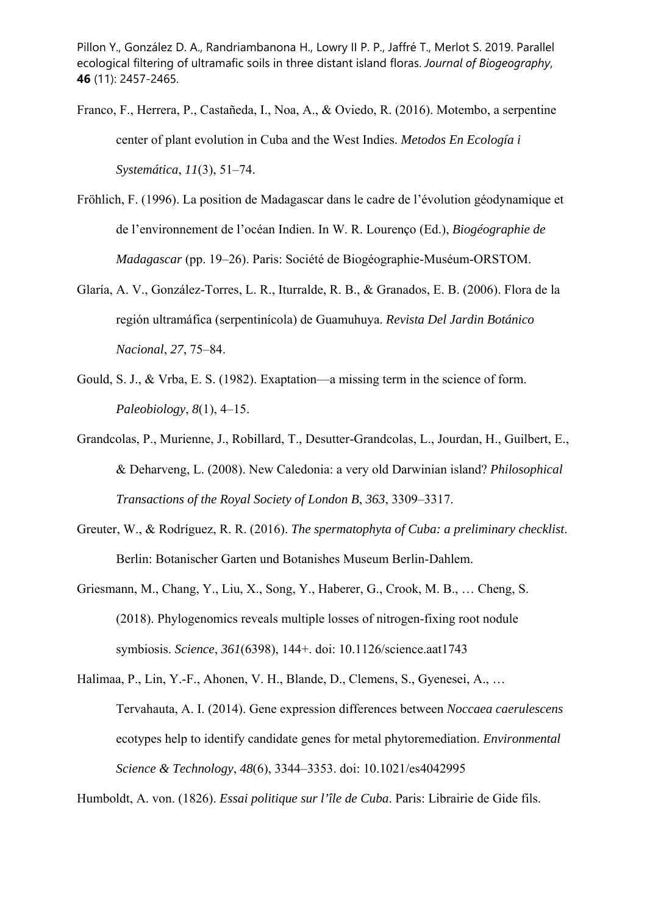Franco, F., Herrera, P., Castañeda, I., Noa, A., & Oviedo, R. (2016). Motembo, a serpentine center of plant evolution in Cuba and the West Indies. *Metodos En Ecología i Systemática*, *11*(3), 51–74.

Fröhlich, F. (1996). La position de Madagascar dans le cadre de l'évolution géodynamique et de l'environnement de l'océan Indien. In W. R. Lourenço (Ed.), *Biogéographie de Madagascar* (pp. 19–26). Paris: Société de Biogéographie-Muséum-ORSTOM.

Glaría, A. V., González-Torres, L. R., Iturralde, R. B., & Granados, E. B. (2006). Flora de la región ultramáfica (serpentinícola) de Guamuhuya. *Revista Del Jardin Botánico Nacional*, *27*, 75–84.

Gould, S. J., & Vrba, E. S. (1982). Exaptation—a missing term in the science of form. *Paleobiology*, *8*(1), 4–15.

Grandcolas, P., Murienne, J., Robillard, T., Desutter-Grandcolas, L., Jourdan, H., Guilbert, E., & Deharveng, L. (2008). New Caledonia: a very old Darwinian island? *Philosophical Transactions of the Royal Society of London B*, *363*, 3309–3317.

Greuter, W., & Rodríguez, R. R. (2016). *The spermatophyta of Cuba: a preliminary checklist*. Berlin: Botanischer Garten und Botanishes Museum Berlin-Dahlem.

Griesmann, M., Chang, Y., Liu, X., Song, Y., Haberer, G., Crook, M. B., … Cheng, S. (2018). Phylogenomics reveals multiple losses of nitrogen-fixing root nodule symbiosis. *Science*, *361*(6398), 144+. doi: 10.1126/science.aat1743

Halimaa, P., Lin, Y.-F., Ahonen, V. H., Blande, D., Clemens, S., Gyenesei, A., … Tervahauta, A. I. (2014). Gene expression differences between *Noccaea caerulescens* ecotypes help to identify candidate genes for metal phytoremediation. *Environmental Science & Technology*, *48*(6), 3344–3353. doi: 10.1021/es4042995

Humboldt, A. von. (1826). *Essai politique sur l'île de Cuba*. Paris: Librairie de Gide fils.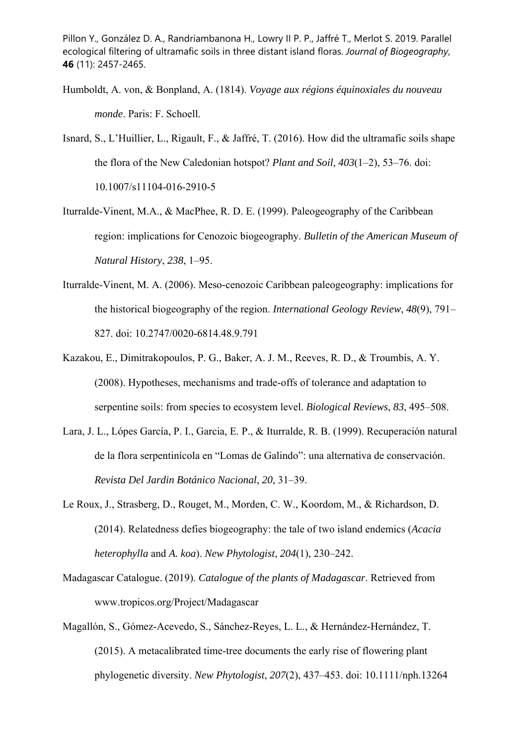Humboldt, A. von, & Bonpland, A. (1814). *Voyage aux régions équinoxiales du nouveau monde*. Paris: F. Schoell.

Isnard, S., L'Huillier, L., Rigault, F., & Jaffré, T. (2016). How did the ultramafic soils shape the flora of the New Caledonian hotspot? *Plant and Soil*, *403*(1–2), 53–76. doi: 10.1007/s11104-016-2910-5

Iturralde-Vinent, M.A., & MacPhee, R. D. E. (1999). Paleogeography of the Caribbean region: implications for Cenozoic biogeography. *Bulletin of the American Museum of Natural History*, *238*, 1–95.

Iturralde-Vinent, M. A. (2006). Meso-cenozoic Caribbean paleogeography: implications for the historical biogeography of the region. *International Geology Review*, *48*(9), 791–827. doi: 10.2747/0020-6814.48.9.791

Kazakou, E., Dimitrakopoulos, P. G., Baker, A. J. M., Reeves, R. D., & Troumbis, A. Y. (2008). Hypotheses, mechanisms and trade-offs of tolerance and adaptation to serpentine soils: from species to ecosystem level. *Biological Reviews*, *83*, 495–508.

Lara, J. L., Lópes García, P. I., Garcia, E. P., & Iturralde, R. B. (1999). Recuperación natural de la flora serpentinícola en "Lomas de Galindo": una alternativa de conservación. *Revista Del Jardin Botánico Nacional*, *20*, 31–39.

Le Roux, J., Strasberg, D., Rouget, M., Morden, C. W., Koordom, M., & Richardson, D. (2014). Relatedness defies biogeography: the tale of two island endemics (*Acacia heterophylla* and *A. koa*). *New Phytologist*, *204*(1), 230–242.

Madagascar Catalogue. (2019). *Catalogue of the plants of Madagascar*. Retrieved from www.tropicos.org/Project/Madagascar

Magallón, S., Gómez-Acevedo, S., Sánchez-Reyes, L. L., & Hernández-Hernández, T. (2015). A metacalibrated time-tree documents the early rise of flowering plant phylogenetic diversity. *New Phytologist*, *207*(2), 437–453. doi: 10.1111/nph.13264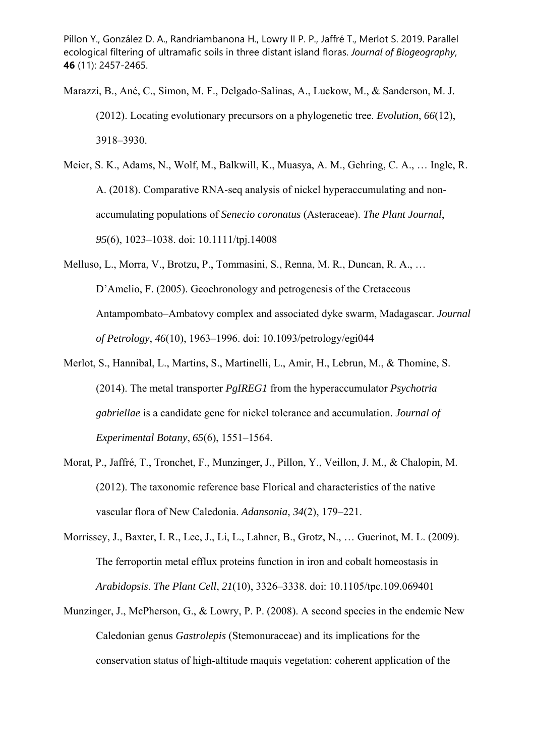Marazzi, B., Ané, C., Simon, M. F., Delgado-Salinas, A., Luckow, M., & Sanderson, M. J. (2012). Locating evolutionary precursors on a phylogenetic tree. *Evolution*, *66*(12), 3918–3930.

Meier, S. K., Adams, N., Wolf, M., Balkwill, K., Muasya, A. M., Gehring, C. A., … Ingle, R. A. (2018). Comparative RNA-seq analysis of nickel hyperaccumulating and non-accumulating populations of *Senecio coronatus* (Asteraceae). *The Plant Journal*, *95*(6), 1023–1038. doi: 10.1111/tpj.14008

Melluso, L., Morra, V., Brotzu, P., Tommasini, S., Renna, M. R., Duncan, R. A., … D'Amelio, F. (2005). Geochronology and petrogenesis of the Cretaceous Antampombato–Ambatovy complex and associated dyke swarm, Madagascar. *Journal of Petrology*, *46*(10), 1963–1996. doi: 10.1093/petrology/egi044

Merlot, S., Hannibal, L., Martins, S., Martinelli, L., Amir, H., Lebrun, M., & Thomine, S. (2014). The metal transporter *PgIREG1* from the hyperaccumulator *Psychotria gabriellae* is a candidate gene for nickel tolerance and accumulation. *Journal of Experimental Botany*, *65*(6), 1551–1564.

Morat, P., Jaffré, T., Tronchet, F., Munzinger, J., Pillon, Y., Veillon, J. M., & Chalopin, M. (2012). The taxonomic reference base Florical and characteristics of the native vascular flora of New Caledonia. *Adansonia*, *34*(2), 179–221.

Morrissey, J., Baxter, I. R., Lee, J., Li, L., Lahner, B., Grotz, N., … Guerinot, M. L. (2009). The ferroportin metal efflux proteins function in iron and cobalt homeostasis in *Arabidopsis*. *The Plant Cell*, *21*(10), 3326–3338. doi: 10.1105/tpc.109.069401

Munzinger, J., McPherson, G., & Lowry, P. P. (2008). A second species in the endemic New Caledonian genus *Gastrolepis* (Stemonuraceae) and its implications for the conservation status of high-altitude maquis vegetation: coherent application of the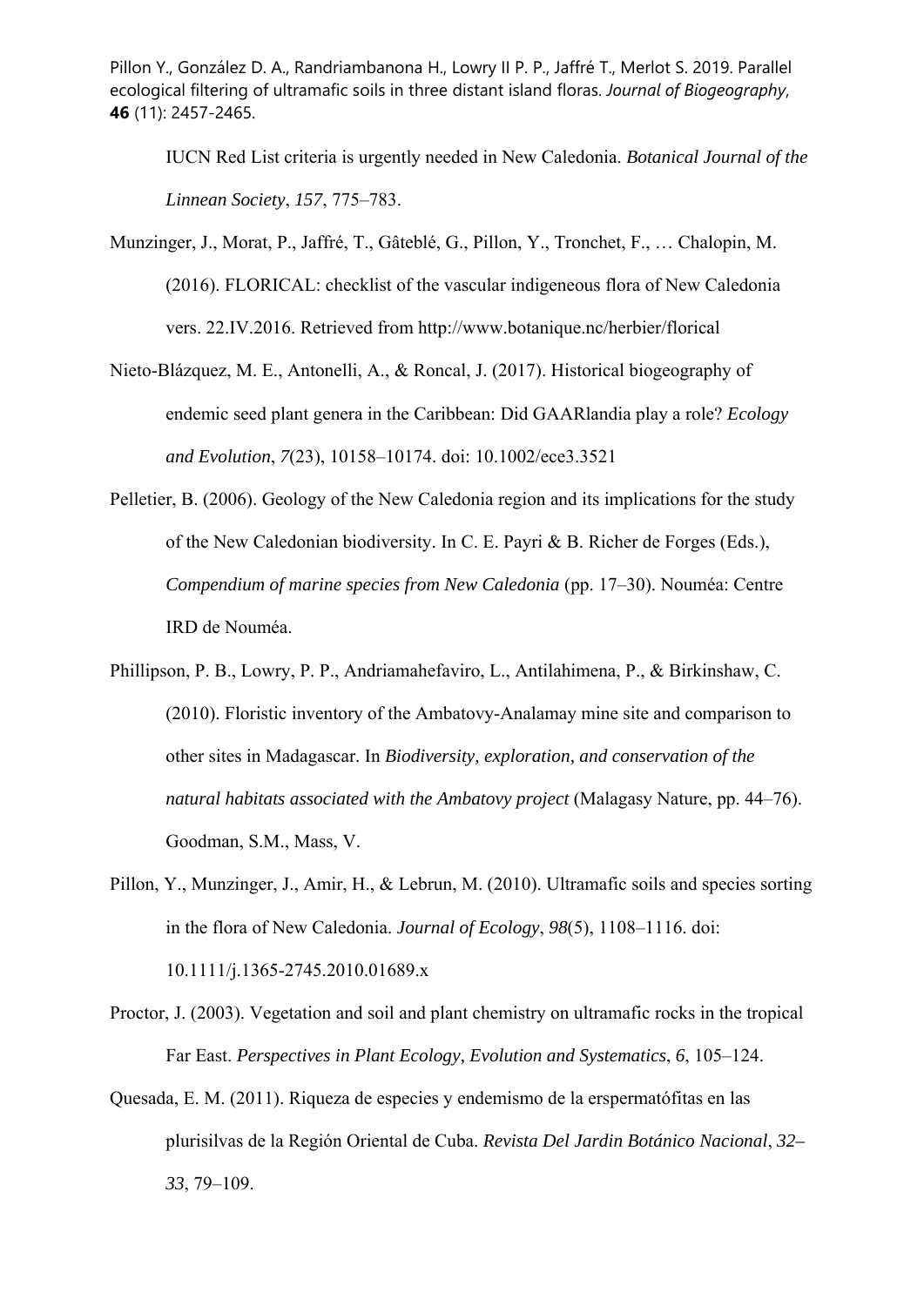IUCN Red List criteria is urgently needed in New Caledonia. *Botanical Journal of the Linnean Society*, *157*, 775–783.

Munzinger, J., Morat, P., Jaffré, T., Gâteblé, G., Pillon, Y., Tronchet, F., … Chalopin, M. (2016). FLORICAL: checklist of the vascular indigeneous flora of New Caledonia vers. 22.IV.2016. Retrieved from http://www.botanique.nc/herbier/florical

Nieto-Blázquez, M. E., Antonelli, A., & Roncal, J. (2017). Historical biogeography of endemic seed plant genera in the Caribbean: Did GAARlandia play a role? *Ecology and Evolution*, *7*(23), 10158–10174. doi: 10.1002/ece3.3521

Pelletier, B. (2006). Geology of the New Caledonia region and its implications for the study of the New Caledonian biodiversity. In C. E. Payri & B. Richer de Forges (Eds.), *Compendium of marine species from New Caledonia* (pp. 17–30). Nouméa: Centre IRD de Nouméa.

Phillipson, P. B., Lowry, P. P., Andriamahefaviro, L., Antilahimena, P., & Birkinshaw, C. (2010). Floristic inventory of the Ambatovy-Analamay mine site and comparison to other sites in Madagascar. In *Biodiversity, exploration, and conservation of the natural habitats associated with the Ambatovy project* (Malagasy Nature, pp. 44–76). Goodman, S.M., Mass, V.

Pillon, Y., Munzinger, J., Amir, H., & Lebrun, M. (2010). Ultramafic soils and species sorting in the flora of New Caledonia. *Journal of Ecology*, *98*(5), 1108–1116. doi: 10.1111/j.1365-2745.2010.01689.x

Proctor, J. (2003). Vegetation and soil and plant chemistry on ultramafic rocks in the tropical Far East. *Perspectives in Plant Ecology, Evolution and Systematics*, *6*, 105–124.

Quesada, E. M. (2011). Riqueza de especies y endemismo de la erspermatófitas en las plurisilvas de la Región Oriental de Cuba. *Revista Del Jardin Botánico Nacional*, *32–33*, 79–109.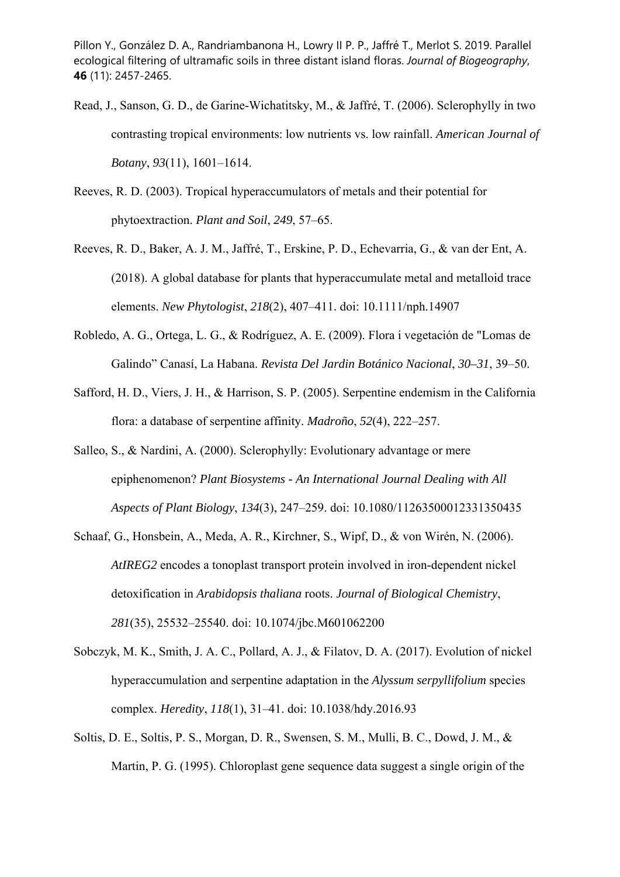Read, J., Sanson, G. D., de Garine-Wichatitsky, M., & Jaffré, T. (2006). Sclerophylly in two contrasting tropical environments: low nutrients vs. low rainfall. *American Journal of Botany*, *93*(11), 1601–1614.

Reeves, R. D. (2003). Tropical hyperaccumulators of metals and their potential for phytoextraction. *Plant and Soil*, *249*, 57–65.

Reeves, R. D., Baker, A. J. M., Jaffré, T., Erskine, P. D., Echevarria, G., & van der Ent, A. (2018). A global database for plants that hyperaccumulate metal and metalloid trace elements. *New Phytologist*, *218*(2), 407–411. doi: 10.1111/nph.14907

Robledo, A. G., Ortega, L. G., & Rodríguez, A. E. (2009). Flora i vegetación de "Lomas de Galindo" Canasí, La Habana. *Revista Del Jardin Botánico Nacional*, *30–31*, 39–50.

Safford, H. D., Viers, J. H., & Harrison, S. P. (2005). Serpentine endemism in the California flora: a database of serpentine affinity. *Madroño*, *52*(4), 222–257.

Salleo, S., & Nardini, A. (2000). Sclerophylly: Evolutionary advantage or mere epiphenomenon? *Plant Biosystems - An International Journal Dealing with All Aspects of Plant Biology*, *134*(3), 247–259. doi: 10.1080/11263500012331350435

Schaaf, G., Honsbein, A., Meda, A. R., Kirchner, S., Wipf, D., & von Wirén, N. (2006). *AtIREG2* encodes a tonoplast transport protein involved in iron-dependent nickel detoxification in *Arabidopsis thaliana* roots. *Journal of Biological Chemistry*, *281*(35), 25532–25540. doi: 10.1074/jbc.M601062200

Sobczyk, M. K., Smith, J. A. C., Pollard, A. J., & Filatov, D. A. (2017). Evolution of nickel hyperaccumulation and serpentine adaptation in the *Alyssum serpyllifolium* species complex. *Heredity*, *118*(1), 31–41. doi: 10.1038/hdy.2016.93

Soltis, D. E., Soltis, P. S., Morgan, D. R., Swensen, S. M., Mulli, B. C., Dowd, J. M., & Martin, P. G. (1995). Chloroplast gene sequence data suggest a single origin of the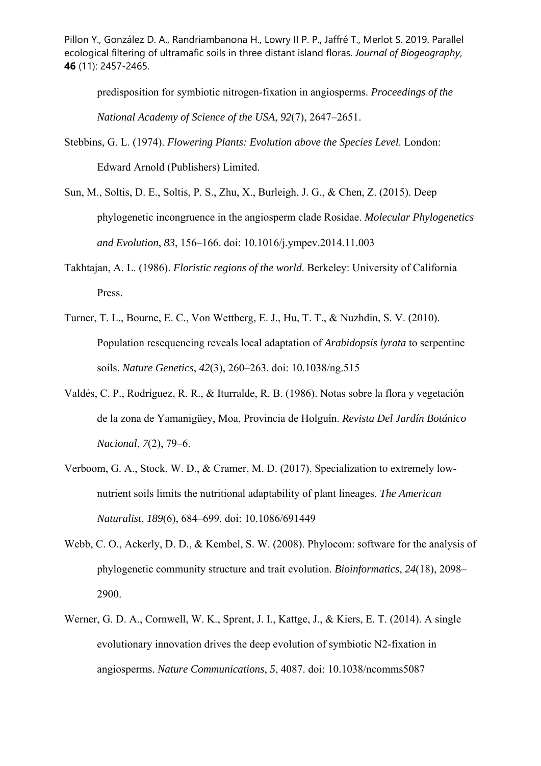predisposition for symbiotic nitrogen-fixation in angiosperms. *Proceedings of the National Academy of Science of the USA*, *92*(7), 2647–2651.

Stebbins, G. L. (1974). *Flowering Plants: Evolution above the Species Level*. London: Edward Arnold (Publishers) Limited.

Sun, M., Soltis, D. E., Soltis, P. S., Zhu, X., Burleigh, J. G., & Chen, Z. (2015). Deep phylogenetic incongruence in the angiosperm clade Rosidae. *Molecular Phylogenetics and Evolution*, *83*, 156–166. doi: 10.1016/j.ympev.2014.11.003

Takhtajan, A. L. (1986). *Floristic regions of the world*. Berkeley: University of California Press.

Turner, T. L., Bourne, E. C., Von Wettberg, E. J., Hu, T. T., & Nuzhdin, S. V. (2010). Population resequencing reveals local adaptation of *Arabidopsis lyrata* to serpentine soils. *Nature Genetics*, *42*(3), 260–263. doi: 10.1038/ng.515

Valdés, C. P., Rodríguez, R. R., & Iturralde, R. B. (1986). Notas sobre la flora y vegetación de la zona de Yamanigüey, Moa, Provincia de Holguín. *Revista Del Jardín Botánico Nacional*, *7*(2), 79–6.

Verboom, G. A., Stock, W. D., & Cramer, M. D. (2017). Specialization to extremely low-nutrient soils limits the nutritional adaptability of plant lineages. *The American Naturalist*, *189*(6), 684–699. doi: 10.1086/691449

Webb, C. O., Ackerly, D. D., & Kembel, S. W. (2008). Phylocom: software for the analysis of phylogenetic community structure and trait evolution. *Bioinformatics*, *24*(18), 2098–2900.

Werner, G. D. A., Cornwell, W. K., Sprent, J. I., Kattge, J., & Kiers, E. T. (2014). A single evolutionary innovation drives the deep evolution of symbiotic N2-fixation in angiosperms. *Nature Communications*, *5*, 4087. doi: 10.1038/ncomms5087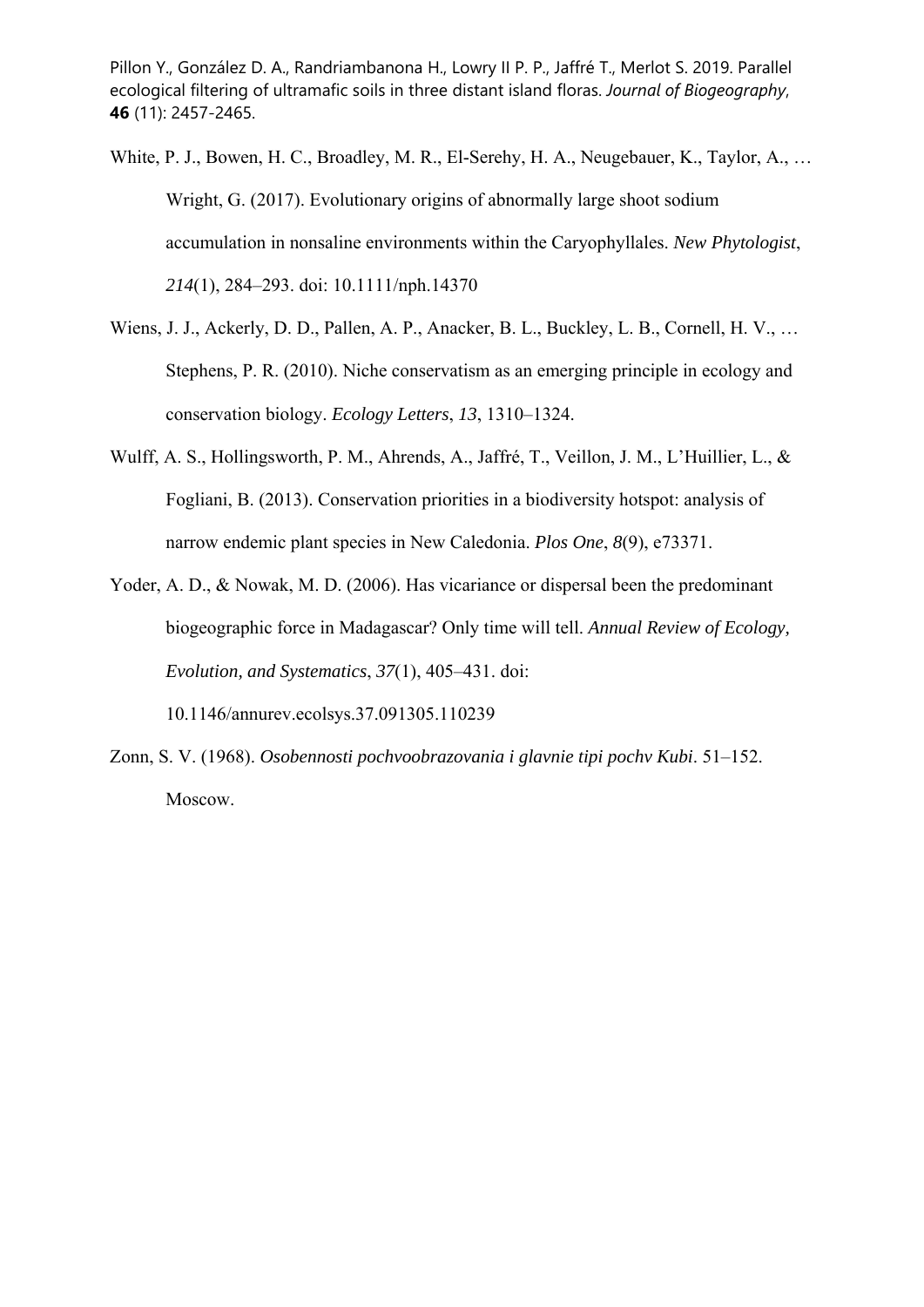White, P. J., Bowen, H. C., Broadley, M. R., El-Serehy, H. A., Neugebauer, K., Taylor, A., … Wright, G. (2017). Evolutionary origins of abnormally large shoot sodium accumulation in nonsaline environments within the Caryophyllales. *New Phytologist*, *214*(1), 284–293. doi: 10.1111/nph.14370

Wiens, J. J., Ackerly, D. D., Pallen, A. P., Anacker, B. L., Buckley, L. B., Cornell, H. V., … Stephens, P. R. (2010). Niche conservatism as an emerging principle in ecology and conservation biology. *Ecology Letters*, *13*, 1310–1324.

Wulff, A. S., Hollingsworth, P. M., Ahrends, A., Jaffré, T., Veillon, J. M., L'Huillier, L., & Fogliani, B. (2013). Conservation priorities in a biodiversity hotspot: analysis of narrow endemic plant species in New Caledonia. *Plos One*, *8*(9), e73371.

Yoder, A. D., & Nowak, M. D. (2006). Has vicariance or dispersal been the predominant biogeographic force in Madagascar? Only time will tell. *Annual Review of Ecology, Evolution, and Systematics*, *37*(1), 405–431. doi: 10.1146/annurev.ecolsys.37.091305.110239

Zonn, S. V. (1968). *Osobennosti pochvoobrazovania i glavnie tipi pochv Kubi*. 51–152. Moscow.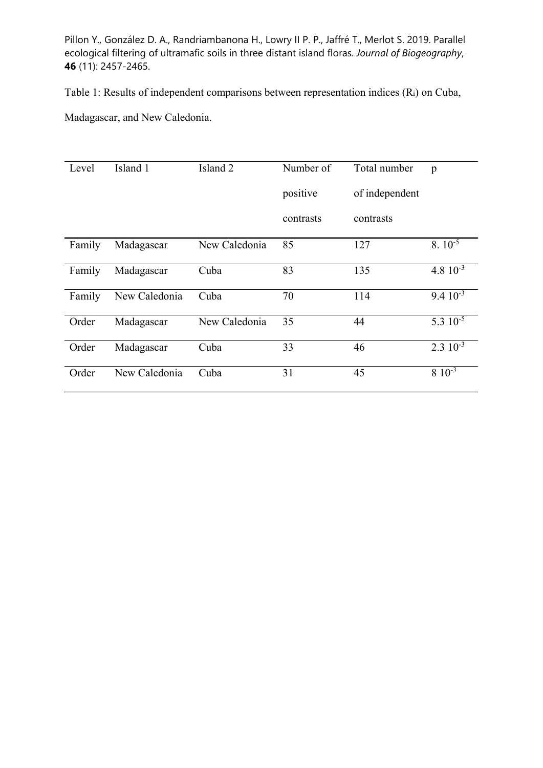Pillon Y., González D. A., Randriambanona H., Lowry II P. P., Jaffré T., Merlot S. 2019. Parallel ecological filtering of ultramafic soils in three distant island floras. *Journal of Biogeography*, **46** (11): 2457-2465.

Table 1: Results of independent comparisons between representation indices ($R_i$) on Cuba, Madagascar, and New Caledonia.

| Level | Island 1 | Island 2 | Number of positive contrasts | Total number of independent contrasts | p |
|---|---|---|---|---|---|
| Family | Madagascar | New Caledonia | 85 | 127 | $8.\ 10^{-5}$ |
| Family | Madagascar | Cuba | 83 | 135 | $4.8\ 10^{-3}$ |
| Family | New Caledonia | Cuba | 70 | 114 | $9.4\ 10^{-3}$ |
| Order | Madagascar | New Caledonia | 35 | 44 | $5.3\ 10^{-5}$ |
| Order | Madagascar | Cuba | 33 | 46 | $2.3\ 10^{-3}$ |
| Order | New Caledonia | Cuba | 31 | 45 | $8\ 10^{-3}$ |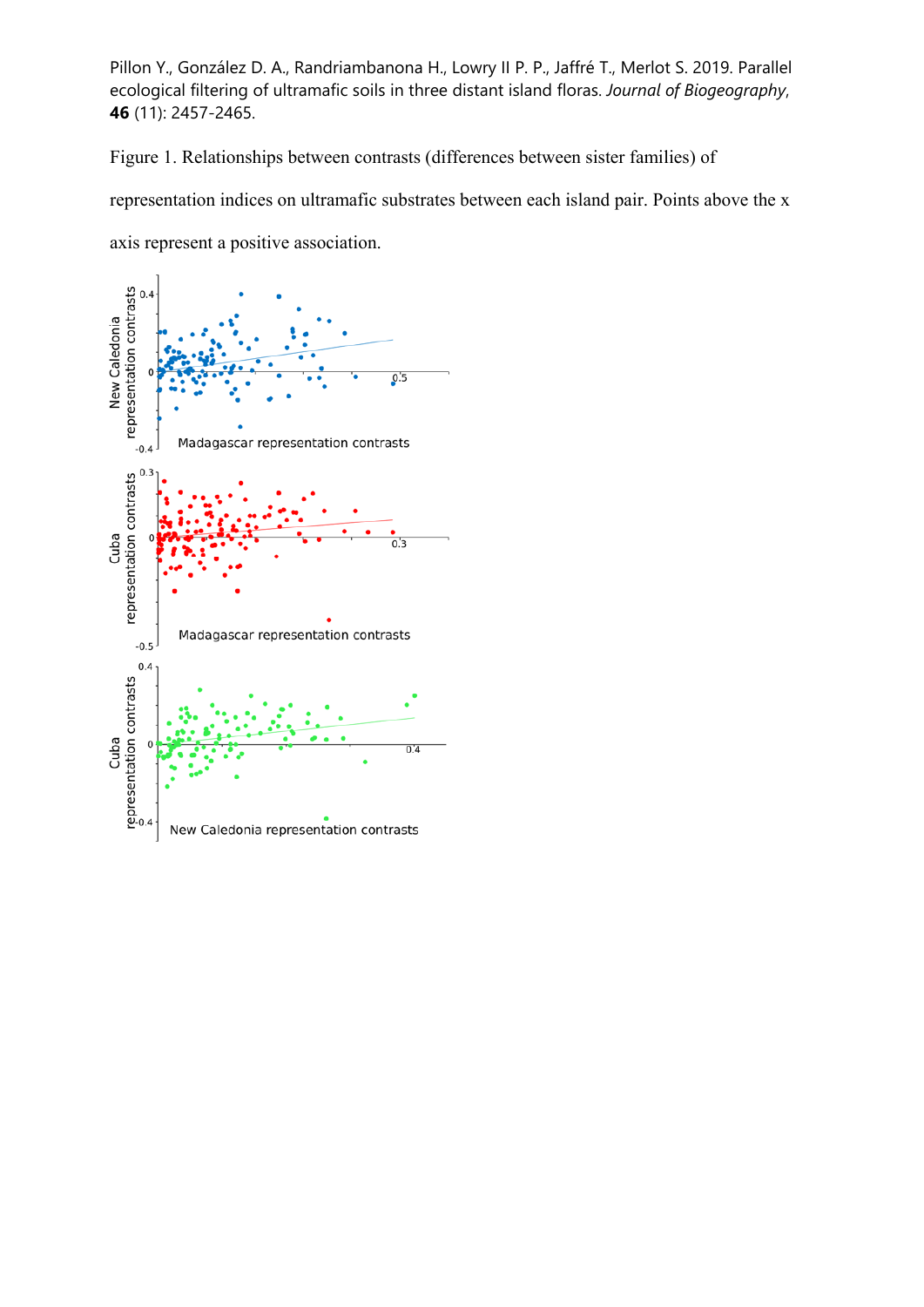Pillon Y., González D. A., Randriambanona H., Lowry II P. P., Jaffré T., Merlot S. 2019. Parallel ecological filtering of ultramafic soils in three distant island floras. *Journal of Biogeography*, **46** (11): 2457-2465.

Figure 1. Relationships between contrasts (differences between sister families) of representation indices on ultramafic substrates between each island pair. Points above the x axis represent a positive association.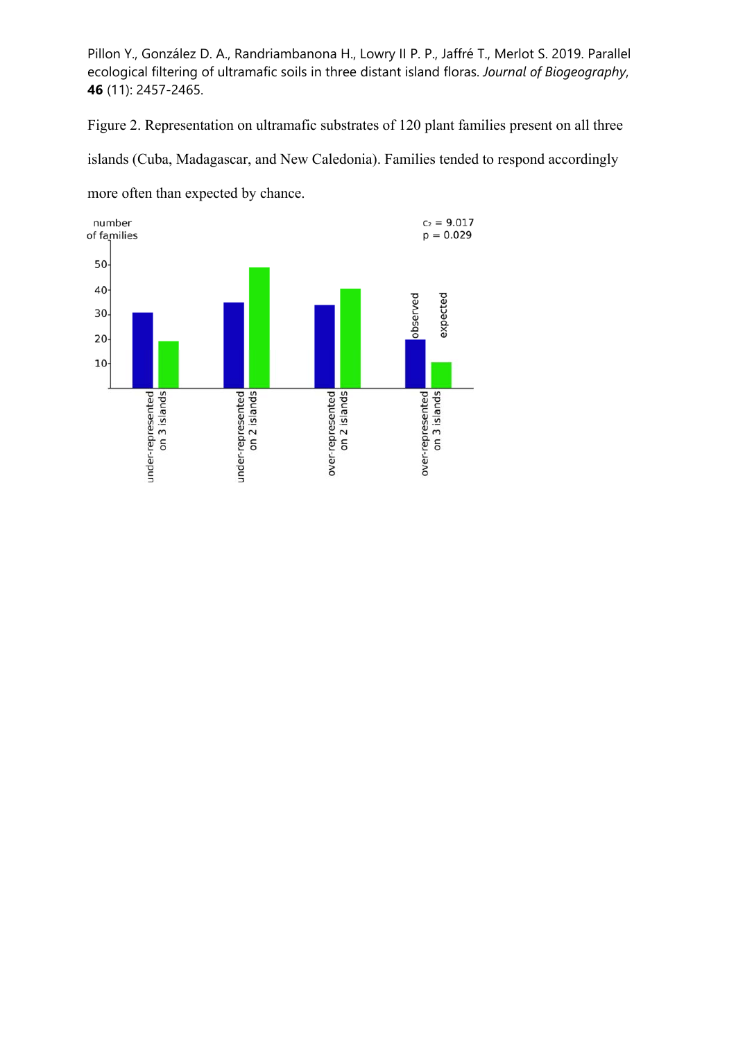Pillon Y., González D. A., Randriambanona H., Lowry II P. P., Jaffré T., Merlot S. 2019. Parallel ecological filtering of ultramafic soils in three distant island floras. *Journal of Biogeography*, **46** (11): 2457-2465.

Figure 2. Representation on ultramafic substrates of 120 plant families present on all three islands (Cuba, Madagascar, and New Caledonia). Families tended to respond accordingly more often than expected by chance.

| | under-represented on 3 islands | under-represented on 2 islands | over-represented on 2 islands | over-represented on 3 islands |
|---|---|---|---|---|
| observed (number of families) | ~31 | ~35 | ~34 | ~20 |
| expected (number of families) | ~19 | ~49 | ~41 | ~11 |

$c_2 = 9.017$
$p = 0.029$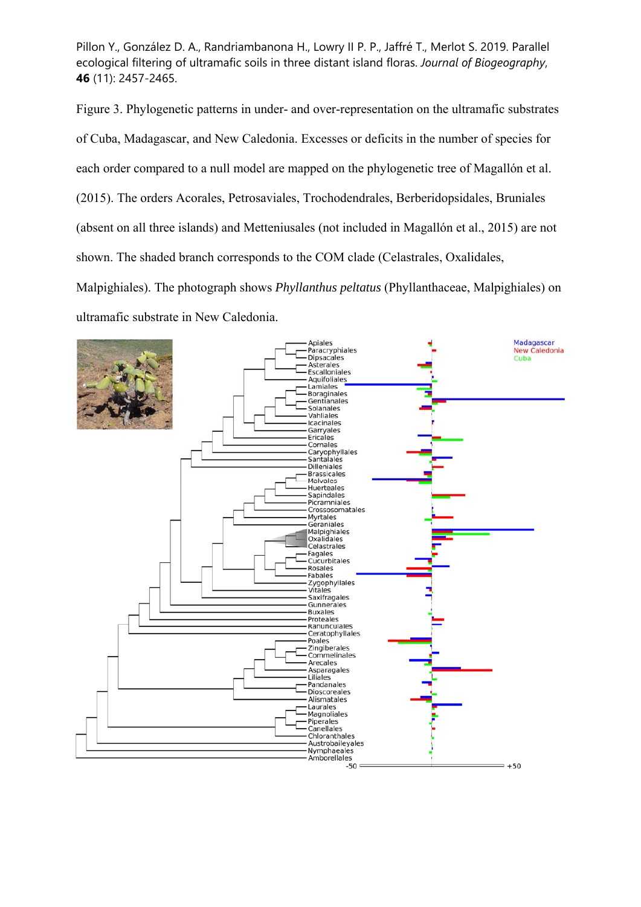Pillon Y., González D. A., Randriambanona H., Lowry II P. P., Jaffré T., Merlot S. 2019. Parallel ecological filtering of ultramafic soils in three distant island floras. *Journal of Biogeography*, **46** (11): 2457-2465.

Figure 3. Phylogenetic patterns in under- and over-representation on the ultramafic substrates of Cuba, Madagascar, and New Caledonia. Excesses or deficits in the number of species for each order compared to a null model are mapped on the phylogenetic tree of Magallón et al. (2015). The orders Acorales, Petrosaviales, Trochodendrales, Berberidopsidales, Bruniales (absent on all three islands) and Metteniusales (not included in Magallón et al., 2015) are not shown. The shaded branch corresponds to the COM clade (Celastrales, Oxalidales, Malpighiales). The photograph shows *Phyllanthus peltatus* (Phyllanthaceae, Malpighiales) on ultramafic substrate in New Caledonia.

Madagascar
New Caledonia
Cuba

Apiales
Paracryphiales
Dipsacales
Asterales
Escalloniales
Aquifoliales
Lamiales
Boraginales
Gentianales
Solanales
Vahliales
Icacinales
Garryales
Ericales
Cornales
Caryophyllales
Santalales
Dilleniales
Brassicales
Malvales
Huerteales
Sapindales
Picramniales
Crossosomatales
Myrtales
Geraniales
Malpighiales
Oxalidales
Celastrales
Fagales
Cucurbitales
Rosales
Fabales
Zygophyllales
Vitales
Saxifragales
Gunnerales
Buxales
Proteales
Ranunculales
Ceratophyllales
Poales
Zingiberales
Commelinales
Arecales
Asparagales
Liliales
Pandanales
Dioscoreales
Alismatales
Laurales
Magnoliales
Piperales
Canellales
Chloranthales
Austrobaileyales
Nymphaeales
Amborellales

-50
+50